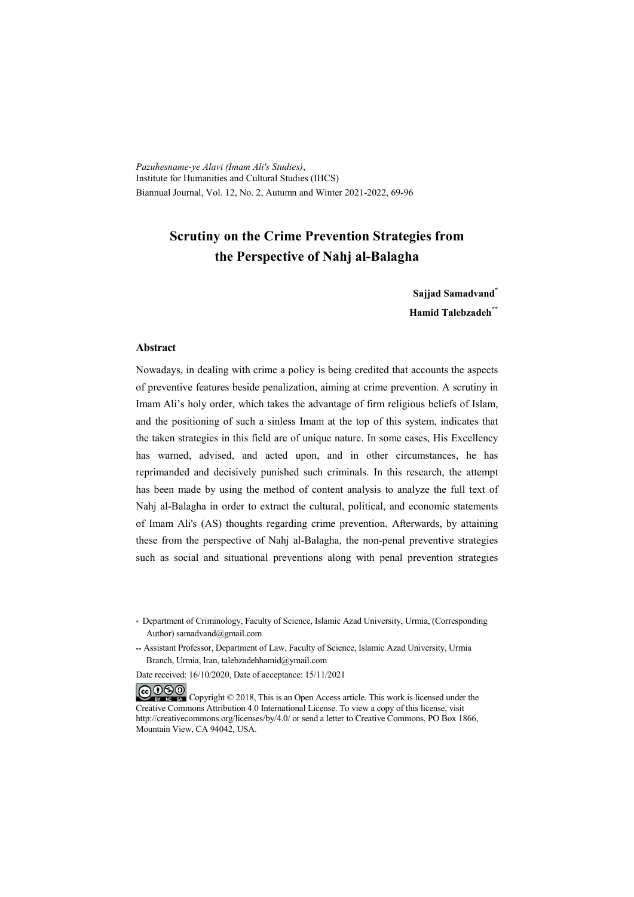*Pazuhesname-ye Alavi (Imam Ali's Studies)*,
Institute for Humanities and Cultural Studies (IHCS)
Biannual Journal, Vol. 12, No. 2, Autumn and Winter 2021-2022, 69-96

# Scrutiny on the Crime Prevention Strategies from the Perspective of Nahj al-Balagha

**Sajjad Samadvand***

**Hamid Talebzadeh****

### Abstract

Nowadays, in dealing with crime a policy is being credited that accounts the aspects of preventive features beside penalization, aiming at crime prevention. A scrutiny in Imam Ali's holy order, which takes the advantage of firm religious beliefs of Islam, and the positioning of such a sinless Imam at the top of this system, indicates that the taken strategies in this field are of unique nature. In some cases, His Excellency has warned, advised, and acted upon, and in other circumstances, he has reprimanded and decisively punished such criminals. In this research, the attempt has been made by using the method of content analysis to analyze the full text of Nahj al-Balagha in order to extract the cultural, political, and economic statements of Imam Ali's (AS) thoughts regarding crime prevention. Afterwards, by attaining these from the perspective of Nahj al-Balagha, the non-penal preventive strategies such as social and situational preventions along with penal prevention strategies

---

\* Department of Criminology, Faculty of Science, Islamic Azad University, Urmia, (Corresponding Author) samadvand@gmail.com

\*\* Assistant Professor, Department of Law, Faculty of Science, Islamic Azad University, Urmia Branch, Urmia, Iran, talebzadehhamid@ymail.com

Date received: 16/10/2020, Date of acceptance: 15/11/2021

Copyright © 2018, This is an Open Access article. This work is licensed under the Creative Commons Attribution 4.0 International License. To view a copy of this license, visit http://creativecommons.org/licenses/by/4.0/ or send a letter to Creative Commons, PO Box 1866, Mountain View, CA 94042, USA.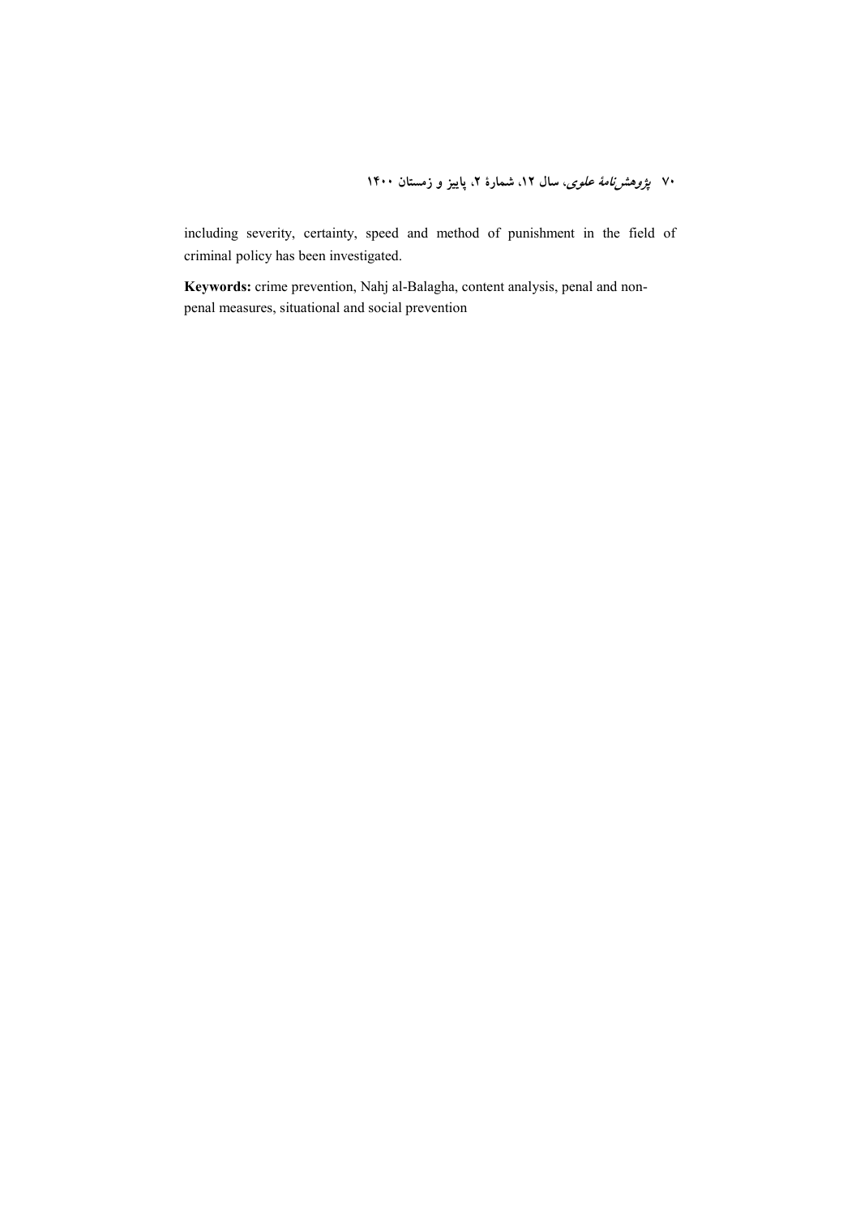including severity, certainty, speed and method of punishment in the field of criminal policy has been investigated.

**Keywords:** crime prevention, Nahj al-Balagha, content analysis, penal and non-penal measures, situational and social prevention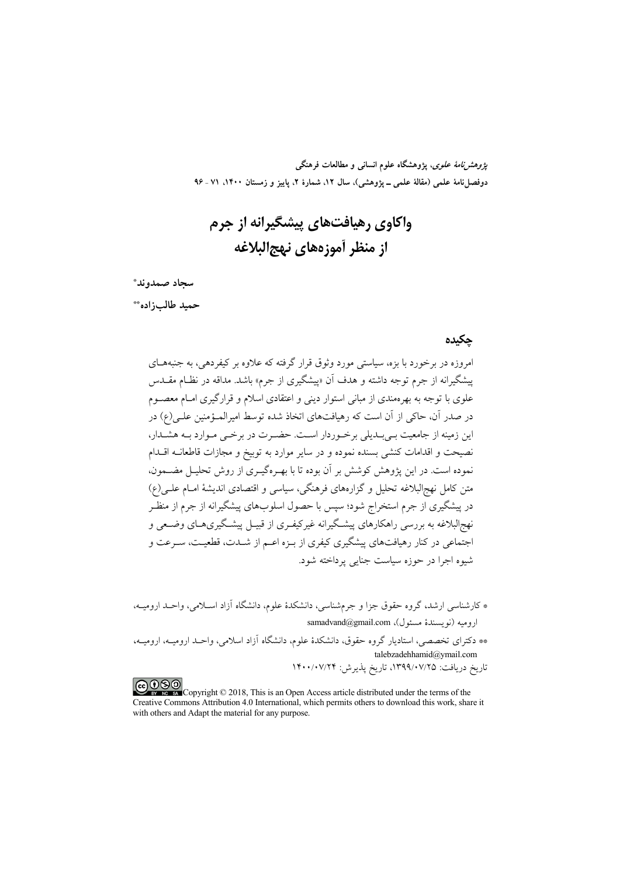*پژوهش‌نامهٔ علوی*، پژوهشگاه علوم انسانی و مطالعات فرهنگی
دوفصل‌نامهٔ علمی (مقالهٔ علمی ـ پژوهشی)، سال ۱۲، شمارهٔ ۲، پاییز و زمستان ۱۴۰۰، ۷۱ - ۹۶

# واکاوی رهیافت‌های پیشگیرانه از جرم از منظر آموزه‌های نهج‌البلاغه

**سجاد صمدوند***

**حمید طالب‌زاده****

## چکیده

امروزه در برخورد با بزه، سیاستی مورد وثوق قرار گرفته که علاوه بر کیفردهی، به جنبه‌های پیشگیرانه از جرم توجه داشته و هدف آن «پیشگیری از جرم» باشد. مداقه در نظام مقدس علوی با توجه به بهره‌مندی از مبانی استوار دینی و اعتقادی اسلام و قرارگیری امام معصوم در صدر آن، حاکی از آن است که رهیافت‌های اتخاذ شده توسط امیرالمؤمنین علی(ع) در این زمینه از جامعیت بی‌بدیلی برخوردار است. حضرت در برخی موارد به هشدار، نصیحت و اقدامات کنشی بسنده نموده و در سایر موارد به توبیخ و مجازات قاطعانه اقدام نموده است. در این پژوهش کوشش بر آن بوده تا با بهره‌گیری از روش تحلیل مضمون، متن کامل نهج‌البلاغه تحلیل و گزاره‌های فرهنگی، سیاسی و اقتصادی اندیشهٔ امام علی(ع) در پیشگیری از جرم استخراج شود؛ سپس با حصول اسلوب‌های پیشگیرانه از جرم از منظر نهج‌البلاغه به بررسی راهکارهای پیشگیرانه غیرکیفری از قبیل پیشگیری‌های وضعی و اجتماعی در کنار رهیافت‌های پیشگیری کیفری از بزه اعم از شدت، قطعیت، سرعت و شیوه اجرا در حوزه سیاست جنایی پرداخته شود.

* کارشناسی ارشد، گروه حقوق جزا و جرم‌شناسی، دانشکدهٔ علوم، دانشگاه آزاد اسلامی، واحد ارومیه، ارومیه (نویسندهٔ مسئول)، samadvand@gmail.com

** دکترای تخصصی، استادیار گروه حقوق، دانشکدهٔ علوم، دانشگاه آزاد اسلامی، واحد ارومیه، ارومیه، talebzadehhamid@ymail.com

تاریخ دریافت: ۱۳۹۹/۰۷/۲۵، تاریخ پذیرش: ۱۴۰۰/۰۷/۲۴

Copyright © 2018, This is an Open Access article distributed under the terms of the Creative Commons Attribution 4.0 International, which permits others to download this work, share it with others and Adapt the material for any purpose.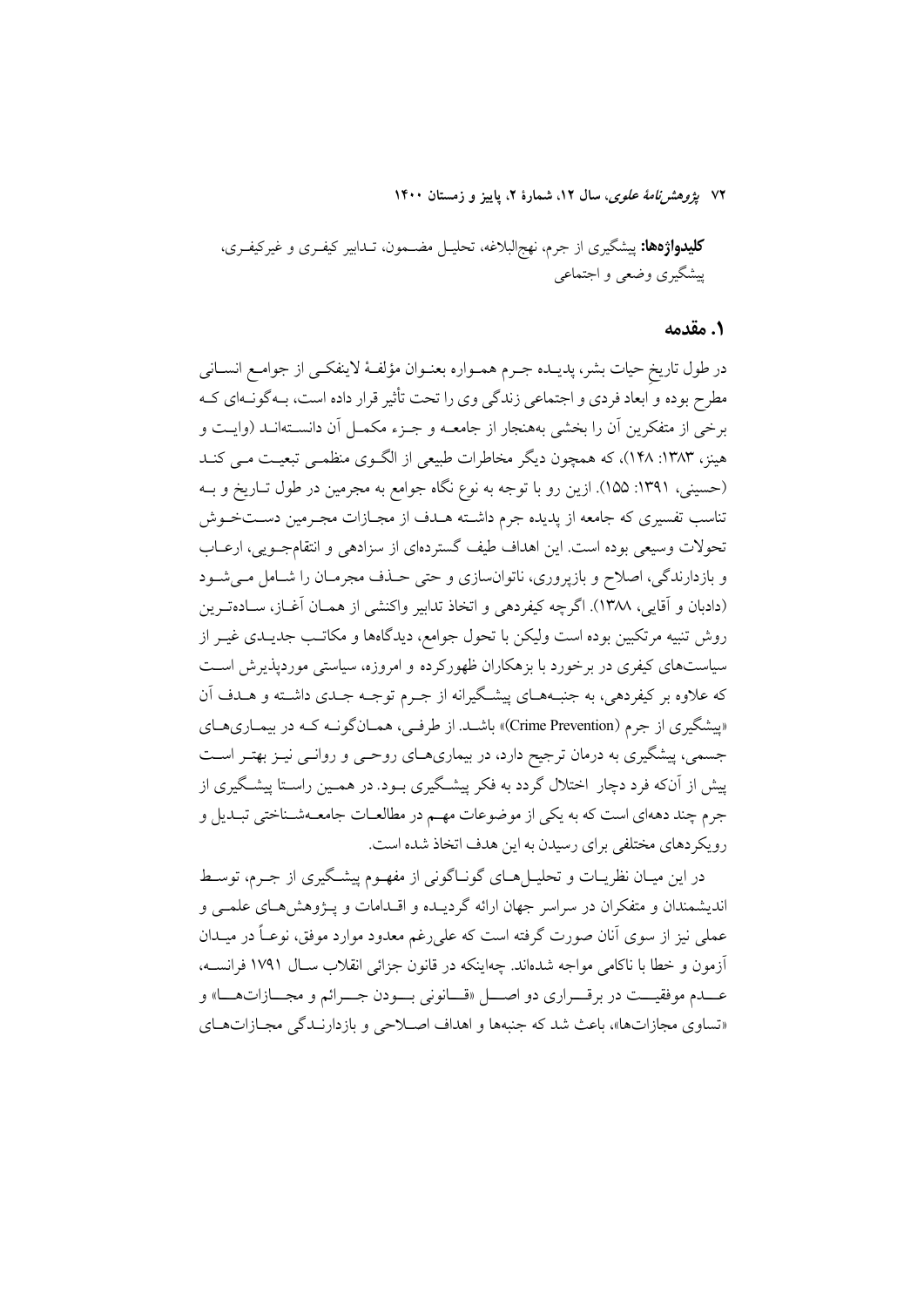**کلیدواژه‌ها:** پیشگیری از جرم، نهج‌البلاغه، تحلیل مضمون، تدابیر کیفری و غیرکیفری، پیشگیری وضعی و اجتماعی

## ۱. مقدمه

در طول تاریخ حیات بشر، پدیده جرم همواره بعنوان مؤلفهٔ لاینفکی از جوامع انسانی مطرح بوده و ابعاد فردی و اجتماعی زندگی وی را تحت تأثیر قرار داده است، به‌گونه‌ای که برخی از متفکرین آن را بخشی به‌هنجار از جامعه و جزء مکمل آن دانسته‌اند (وایت و هینز، ۱۳۸۳: ۱۴۸)، که همچون دیگر مخاطرات طبیعی از الگوی منظمی تبعیت می کند (حسینی، ۱۳۹۱: ۱۵۵). ازین رو با توجه به نوع نگاه جوامع به مجرمین در طول تاریخ و به تناسب تفسیری که جامعه از پدیده جرم داشته هدف از مجازات مجرمین دستخوش تحولات وسیعی بوده است. این اهداف طیف گسترده‌ای از سزادهی و انتقام‌جویی، ارعاب و بازدارندگی، اصلاح و بازپروری، ناتوان‌سازی و حتی حذف مجرمان را شامل می‌شود (دادبان و آقایی، ۱۳۸۸). اگرچه کیفردهی و اتخاذ تدابیر واکنشی از همان آغاز، ساده‌ترین روش تنبیه مرتکبین بوده است ولیکن با تحول جوامع، دیدگاه‌ها و مکاتب جدیدی غیر از سیاست‌های کیفری در برخورد با بزهکاران ظهورکرده و امروزه، سیاستی موردپذیرش است که علاوه بر کیفردهی، به جنبه‌های پیشگیرانه از جرم توجه جدی داشته و هدف آن «پیشگیری از جرم (Crime Prevention)» باشد. از طرفی، همان‌گونه که در بیماری‌های جسمی، پیشگیری به درمان ترجیح دارد، در بیماری‌های روحی و روانی نیز بهتر است پیش از آن‌که فرد دچار اختلال گردد به فکر پیشگیری بود. در همین راستا پیشگیری از جرم چند دهه‌ای است که به یکی از موضوعات مهم در مطالعات جامعه‌شناختی تبدیل و رویکردهای مختلفی برای رسیدن به این هدف اتخاذ شده است.

در این میان نظریات و تحلیل‌های گوناگونی از مفهوم پیشگیری از جرم، توسط اندیشمندان و متفکران در سراسر جهان ارائه گردیده و اقدامات و پژوهش‌های علمی و عملی نیز از سوی آنان صورت گرفته است که علی‌رغم معدود موارد موفق، نوعاً در میدان آزمون و خطا با ناکامی مواجه شده‌اند. چه‌اینکه در قانون جزائی انقلاب سال ۱۷۹۱ فرانسه، عدم موفقیت در برقراری دو اصل «قانونی بودن جرائم و مجازات‌ها» و «تساوی مجازات‌ها»، باعث شد که جنبه‌ها و اهداف اصلاحی و بازدارندگی مجازات‌های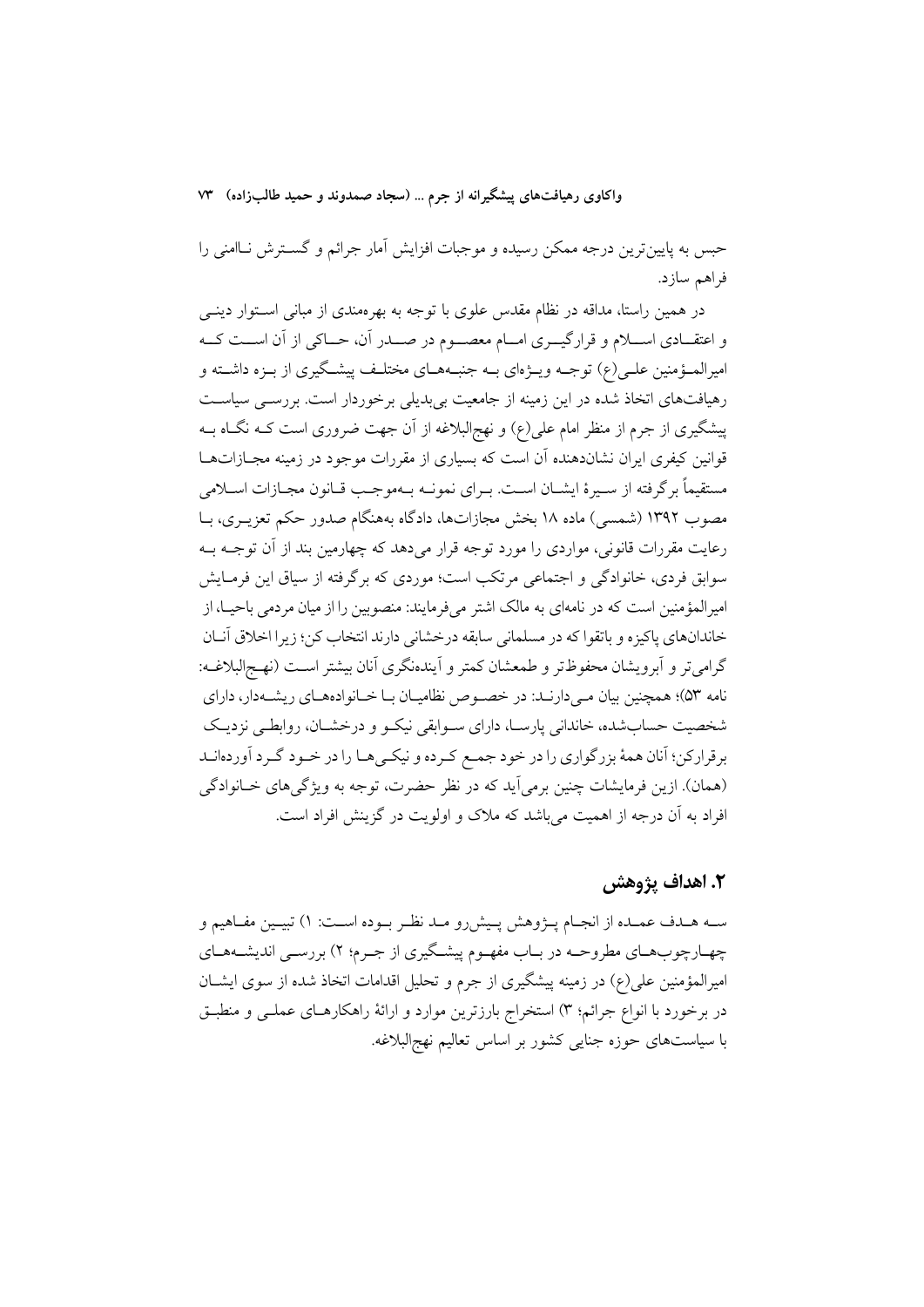حبس به پایین‌ترین درجه ممکن رسیده و موجبات افزایش آمار جرائم و گسترش ناامنی را فراهم سازد.

در همین راستا، مداقه در نظام مقدس علوی با توجه به بهره‌مندی از مبانی استوار دینی و اعتقادی اسلام و قرارگیری امام معصوم در صدر آن، حاکی از آن است که امیرالمؤمنین علی(ع) توجه ویژه‌ای به جنبه‌های مختلف پیشگیری از بزه داشته و رهیافت‌های اتخاذ شده در این زمینه از جامعیت بی‌بدیلی برخوردار است. بررسی سیاست پیشگیری از جرم از منظر امام علی(ع) و نهج‌البلاغه از آن جهت ضروری است که نگاه به قوانین کیفری ایران نشان‌دهنده آن است که بسیاری از مقررات موجود در زمینه مجازات‌ها مستقیماً برگرفته از سیرهٔ ایشان است. برای نمونه به‌موجب قانون مجازات اسلامی مصوب ۱۳۹۲ (شمسی) ماده ۱۸ بخش مجازات‌ها، دادگاه به‌هنگام صدور حکم تعزیری، با رعایت مقررات قانونی، مواردی را مورد توجه قرار می‌دهد که چهارمین بند از آن توجه به سوابق فردی، خانوادگی و اجتماعی مرتکب است؛ موردی که برگرفته از سیاق این فرمایش امیرالمؤمنین است که در نامه‌ای به مالک اشتر می‌فرمایند: منصوبین را از میان مردمی باحیا، از خاندان‌های پاکیزه و باتقوا که در مسلمانی سابقه درخشانی دارند انتخاب کن؛ زیرا اخلاق آنان گرامی‌تر و آبرویشان محفوظ‌تر و طمعشان کمتر و آینده‌نگری آنان بیشتر است (نهج‌البلاغه: نامه ۵۳)؛ همچنین بیان می‌دارند: در خصوص نظامیان با خانواده‌های ریشه‌دار، دارای شخصیت حساب‌شده، خاندانی پارسا، دارای سوابقی نیکو و درخشان، روابطی نزدیک برقرارکن؛ آنان همهٔ بزرگواری را در خود جمع کرده و نیکی‌ها را در خود گرد آورده‌اند (همان). ازین فرمایشات چنین برمی‌آید که در نظر حضرت، توجه به ویژگی‌های خانوادگی افراد به آن درجه از اهمیت می‌باشد که ملاک و اولویت در گزینش افراد است.

## ۲. اهداف پژوهش

سه هدف عمده از انجام پژوهش پیش‌رو مد نظر بوده است: ۱) تبیین مفاهیم و چهارچوب‌های مطروحه در باب مفهوم پیشگیری از جرم؛ ۲) بررسی اندیشه‌های امیرالمؤمنین علی(ع) در زمینه پیشگیری از جرم و تحلیل اقدامات اتخاذ شده از سوی ایشان در برخورد با انواع جرائم؛ ۳) استخراج بارزترین موارد و ارائهٔ راهکارهای عملی و منطبق با سیاست‌های حوزه جنایی کشور بر اساس تعالیم نهج‌البلاغه.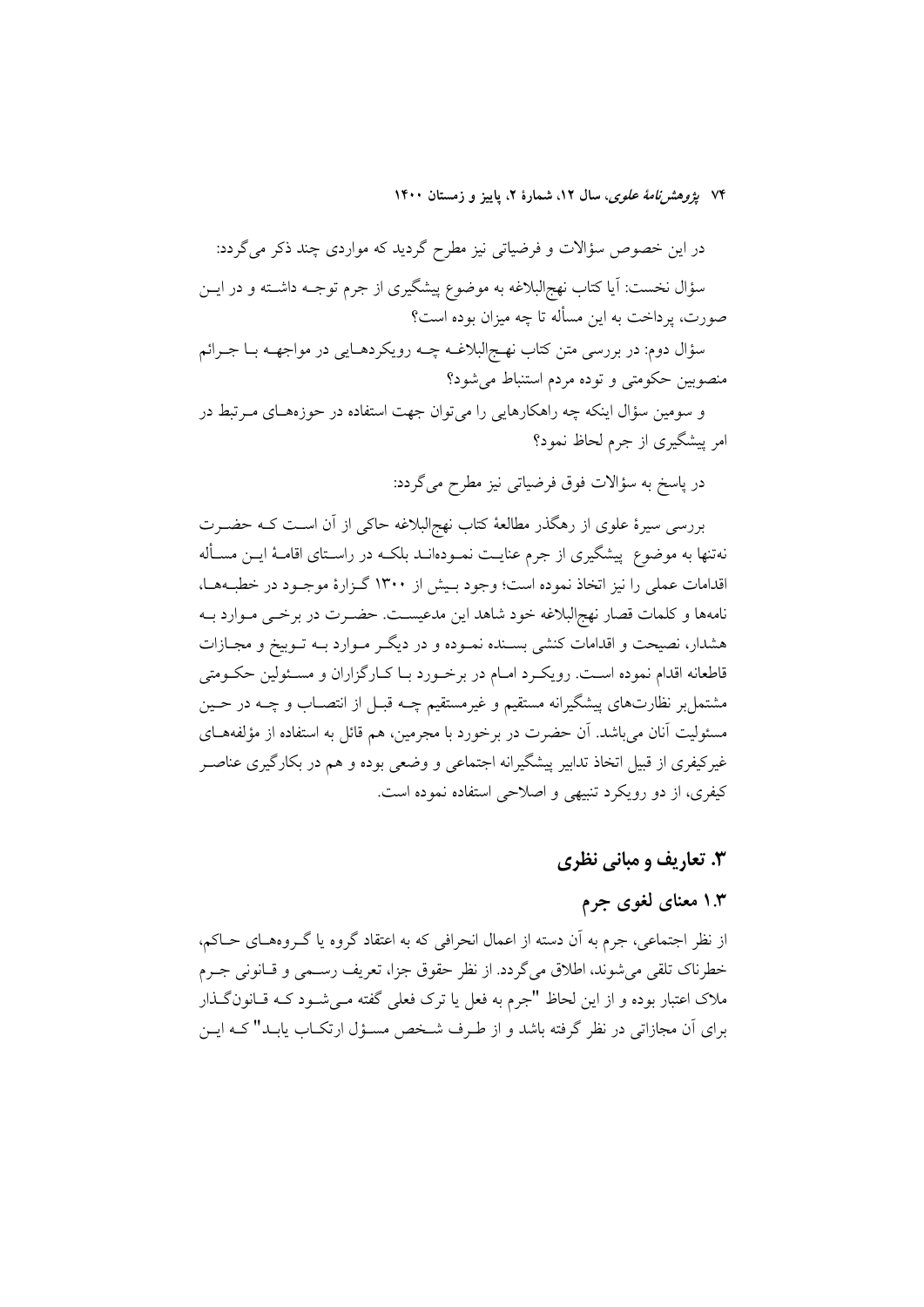در این خصوص سؤالات و فرضیاتی نیز مطرح گردید که مواردی چند ذکر می‌گردد:

سؤال نخست: آیا کتاب نهج‌البلاغه به موضوع پیشگیری از جرم توجه داشته و در این صورت، پرداخت به این مسأله تا چه میزان بوده است؟

سؤال دوم: در بررسی متن کتاب نهج‌البلاغه چه رویکردهایی در مواجهه با جرائم منصوبین حکومتی و توده مردم استنباط می‌شود؟

و سومین سؤال اینکه چه راهکارهایی را می‌توان جهت استفاده در حوزه‌های مرتبط در امر پیشگیری از جرم لحاظ نمود؟

در پاسخ به سؤالات فوق فرضیاتی نیز مطرح می‌گردد:

بررسی سیرهٔ علوی از رهگذر مطالعهٔ کتاب نهج‌البلاغه حاکی از آن است که حضرت نه‌تنها به موضوع پیشگیری از جرم عنایت نموده‌اند بلکه در راستای اقامهٔ این مسأله اقدامات عملی را نیز اتخاذ نموده است؛ وجود بیش از ۱۳۰۰ گزارهٔ موجود در خطبه‌ها، نامه‌ها و کلمات قصار نهج‌البلاغه خود شاهد این مدعیست. حضرت در برخی موارد به هشدار، نصیحت و اقدامات کنشی بسنده نموده و در دیگر موارد به توبیخ و مجازات قاطعانه اقدام نموده است. رویکرد امام در برخورد با کارگزاران و مسئولین حکومتی مشتمل‌بر نظارت‌های پیشگیرانه مستقیم و غیرمستقیم چه قبل از انتصاب و چه در حین مسئولیت آنان می‌باشد. آن حضرت در برخورد با مجرمین، هم قائل به استفاده از مؤلفه‌های غیرکیفری از قبیل اتخاذ تدابیر پیشگیرانه اجتماعی و وضعی بوده و هم در بکارگیری عناصر کیفری، از دو رویکرد تنبیهی و اصلاحی استفاده نموده است.

## ۳. تعاریف و مبانی نظری

### ۱.۳ معنای لغوی جرم

از نظر اجتماعی، جرم به آن دسته از اعمال انحرافی که به اعتقاد گروه یا گروه‌های حاکم، خطرناک تلقی می‌شوند، اطلاق می‌گردد. از نظر حقوق جزا، تعریف رسمی و قانونی جرم ملاک اعتبار بوده و از این لحاظ "جرم به فعل یا ترک فعلی گفته می‌شود که قانون‌گذار برای آن مجازاتی در نظر گرفته باشد و از طرف شخص مسؤل ارتکاب یابد" که این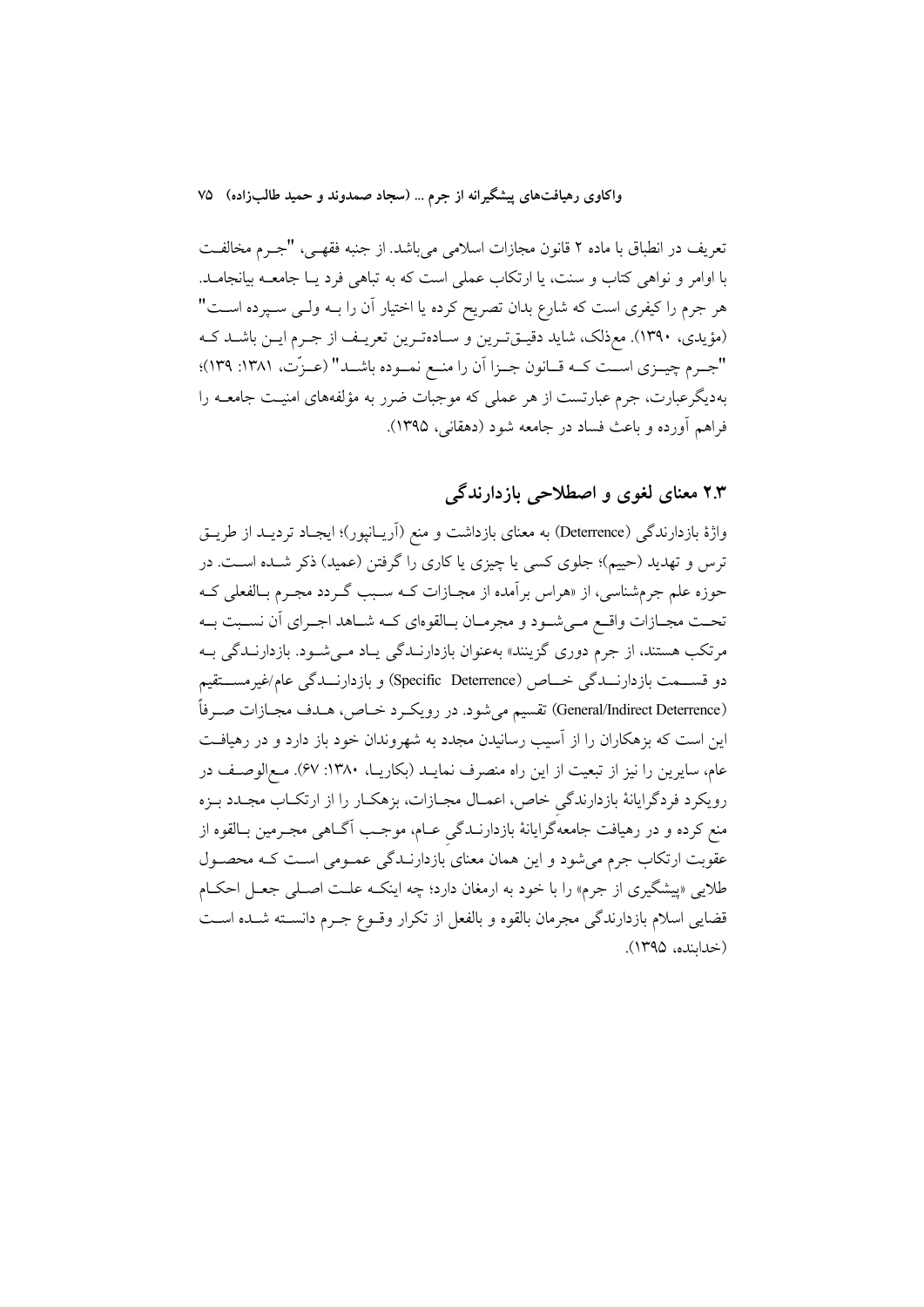تعریف در انطباق با ماده ۲ قانون مجازات اسلامی می‌باشد. از جنبه فقهی، "جرم مخالفت با اوامر و نواهی کتاب و سنت، یا ارتکاب عملی است که به تباهی فرد یا جامعه بیانجامد. هر جرم را کیفری است که شارع بدان تصریح کرده یا اختیار آن را به ولی سپرده است" (مؤیدی، ۱۳۹۰). معذلک، شاید دقیق‌ترین و ساده‌ترین تعریف از جرم این باشد که "جرم چیزی است که قانون جزا آن را منع نموده باشد" (عزّت، ۱۳۸۱: ۱۳۹)؛ به‌دیگرعبارت، جرم عبارتست از هر عملی که موجبات ضرر به مؤلفه‌های امنیت جامعه را فراهم آورده و باعث فساد در جامعه شود (دهقانی، ۱۳۹۵).

## ۲.۳ معنای لغوی و اصطلاحی بازدارندگی

واژهٔ بازدارندگی (Deterrence) به معنای بازداشت و منع (آریانپور)؛ ایجاد تردید از طریق ترس و تهدید (حییم)؛ جلوی کسی یا چیزی یا کاری را گرفتن (عمید) ذکر شده است. در حوزه علم جرم‌شناسی، از «هراس برآمده از مجازات که سبب گردد مجرم بالفعلی که تحت مجازات واقع می‌شود و مجرمان بالقوه‌ای که شاهد اجرای آن نسبت به مرتکب هستند، از جرم دوری گزینند» به‌عنوان بازدارندگی یاد می‌شود. بازدارندگی به دو قسمت بازدارندگی خاص (Specific Deterrence) و بازدارندگی عام/غیرمستقیم (General/Indirect Deterrence) تقسیم می‌شود. در رویکرد خاص، هدف مجازات صرفاً این است که بزهکاران را از آسیب رسانیدن مجدد به شهروندان خود باز دارد و در رهیافت عام، سایرین را نیز از تبعیت از این راه منصرف نماید (بکاریا، ۱۳۸۰: ۶۷). مع‌الوصف در رویکرد فردگرایانهٔ بازدارندگی خاص، اعمال مجازات، بزهکار را از ارتکاب مجدد بزه منع کرده و در رهیافت جامعه‌گرایانهٔ بازدارندگی عام، موجب آگاهی مجرمین بالقوه از عقوبت ارتکاب جرم می‌شود و این همان معنای بازدارندگی عمومی است که محصول طلایی «پیشگیری از جرم» را با خود به ارمغان دارد؛ چه اینکه علت اصلی جعل احکام قضایی اسلام بازدارندگی مجرمان بالقوه و بالفعل از تکرار وقوع جرم دانسته شده است (خدابنده، ۱۳۹۵).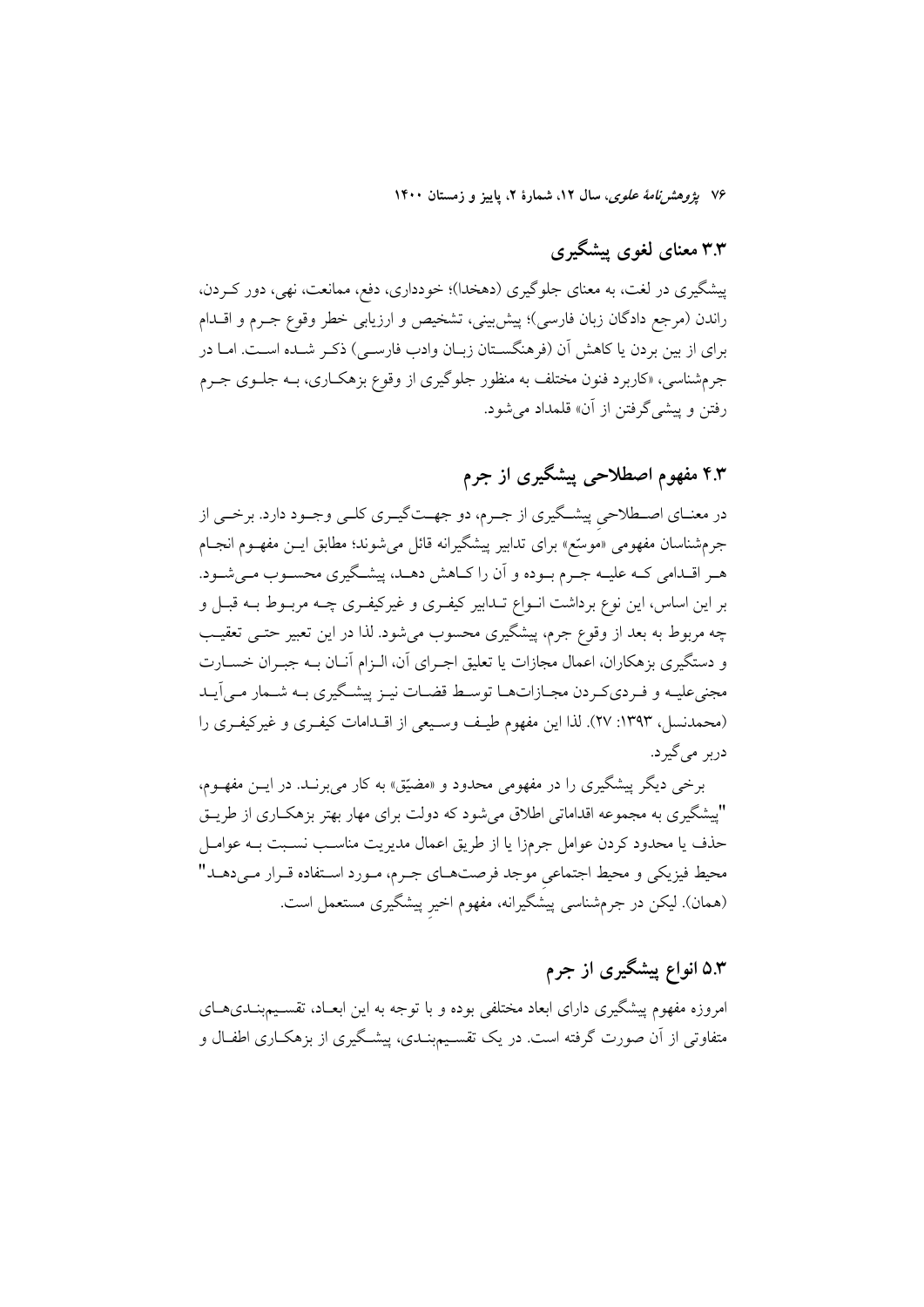## ۳.۳ معنای لغوی پیشگیری

پیشگیری در لغت، به معنای جلوگیری (دهخدا)؛ خودداری، دفع، ممانعت، نهی، دور کـردن، راندن (مرجع دادگان زبان فارسی)؛ پیش‌بینی، تشخیص و ارزیابی خطر وقوع جـرم و اقـدام برای از بین بردن یا کاهش آن (فرهنگستان زبـان وادب فارسـی) ذکـر شـده اسـت. امـا در جرم‌شناسی، «کاربرد فنون مختلف به منظور جلوگیری از وقوع بزهکـاری، بـه جلـوی جـرم رفتن و پیشی‌گرفتن از آن» قلمداد می‌شود.

## ۴.۳ مفهوم اصطلاحی پیشگیری از جرم

در معنـای اصـطلاحیِ پیشـگیری از جـرم، دو جهـت‌گیـری کلـی وجـود دارد. برخـی از جرم‌شناسان مفهومی «موسّع» برای تدابیر پیشگیرانه قائل می‌شوند؛ مطابق ایـن مفهـوم انجـام هـر اقـدامی کـه علیـه جـرم بـوده و آن را کـاهش دهـد، پیشـگیری محسـوب مـی‌شـود. بر این اساس، این نوع برداشت انـواع تـدابیر کیفـری و غیرکیفـری چـه مربـوط بـه قبـل و چه مربوط به بعد از وقوع جرم، پیشگیری محسوب می‌شود. لذا در این تعبیر حتـی تعقیـب و دستگیری بزهکاران، اعمال مجازات یا تعلیق اجـرای آن، الـزام آنـان بـه جبـران خسـارت مجنی‌علیـه و فـردی‌کـردن مجـازات‌هـا توسـط قضـات نیـز پیشـگیری بـه شـمار مـی‌آیـد (محمدنسل، ۱۳۹۳: ۲۷). لذا این مفهوم طیـف وسـیعی از اقـدامات کیفـری و غیرکیفـری را دربر می‌گیرد.

برخی دیگر پیشگیری را در مفهومی محدود و «مضیّق» به کار می‌برنـد. در ایـن مفهـوم، "پیشگیری به مجموعه اقداماتی اطلاق می‌شود که دولت برای مهار بهتر بزهکـاری از طریـق حذف یا محدود کردن عوامل جرم‌زا یا از طریق اعمال مدیریت مناسـب نسـبت بـه عوامـل محیط فیزیکی و محیط اجتماعیِ موجد فرصت‌هـای جـرم، مـورد اسـتفاده قـرار مـی‌دهـد" (همان). لیکن در جرم‌شناسی پیشگیرانه، مفهوم اخیرِ پیشگیری مستعمل است.

## ۵.۳ انواع پیشگیری از جرم

امروزه مفهوم پیشگیری دارای ابعاد مختلفی بوده و با توجه به این ابعـاد، تقسـیم‌بنـدی‌هـای متفاوتی از آن صورت گرفته است. در یک تقسـیم‌بنـدی، پیشـگیری از بزهکـاری اطفـال و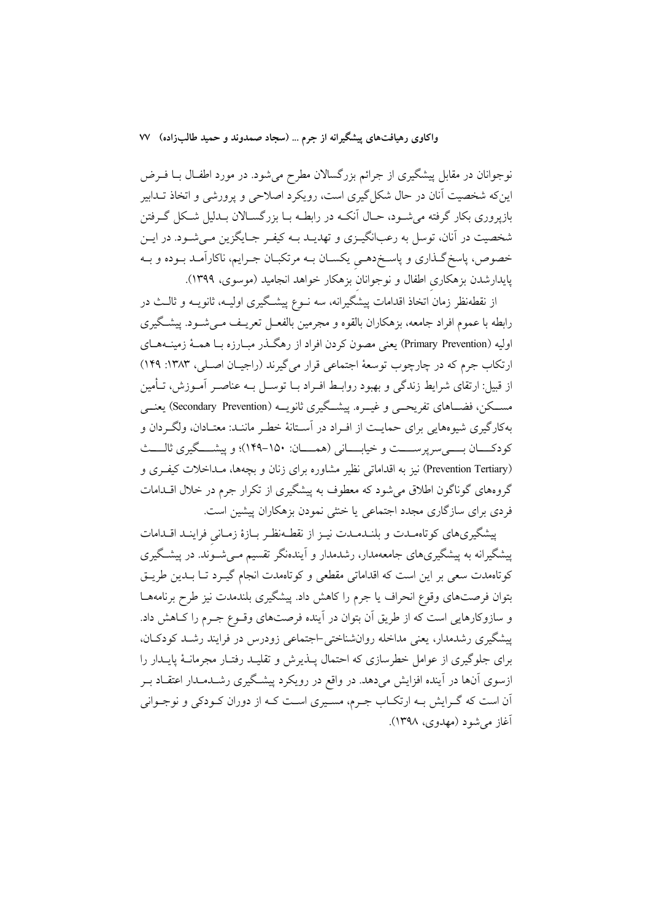نوجوانان در مقابل پیشگیری از جرائم بزرگسالان مطرح می‌شود. در مورد اطفال با فرض این‌که شخصیت آنان در حال شکل‌گیری است، رویکرد اصلاحی و پرورشی و اتخاذ تدابیر بازپروری بکار گرفته می‌شود، حال آنکه در رابطه با بزرگسالان بدلیل شکل گرفتن شخصیت در آنان، توسل به رعب‌انگیزی و تهدید به کیفر جایگزین می‌شود. در این خصوص، پاسخ‌گذاری و پاسخ‌دهی یکسان به مرتکبان جرایم، ناکارآمد بوده و به پایدارشدن بزهکاری اطفال و نوجوانان بزهکار خواهد انجامید (موسوی، ۱۳۹۹).

از نقطه‌نظر زمان اتخاذ اقدامات پیشگیرانه، سه نوع پیشگیری اولیه، ثانویه و ثالث در رابطه با عموم افراد جامعه، بزهکاران بالقوه و مجرمین بالفعل تعریف می‌شود. پیشگیری اولیه (Primary Prevention) یعنی مصون کردن افراد از رهگذر مبارزه با همهٔ زمینه‌های ارتکاب جرم که در چارچوب توسعهٔ اجتماعی قرار می‌گیرند (راجیان اصلی، ۱۳۸۳: ۱۴۹) از قبیل: ارتقای شرایط زندگی و بهبود روابط افراد با توسل به عناصر آموزش، تأمین مسکن، فضاهای تفریحی و غیره. پیشگیری ثانویه (Secondary Prevention) یعنی به‌کارگیری شیوه‌هایی برای حمایت از افراد در آستانهٔ خطر مانند: معتادان، ولگردان و کودکان بی‌سرپرست و خیابانی (همان: ۱۵۰-۱۴۹)؛ و پیشگیری ثالث (Prevention Tertiary) نیز به اقداماتی نظیر مشاوره برای زنان و بچه‌ها، مداخلات کیفری و گروه‌های گوناگون اطلاق می‌شود که معطوف به پیشگیری از تکرار جرم در خلال اقدامات فردی برای سازگاری مجدد اجتماعی یا خنثی نمودن بزهکاران پیشین است.

پیشگیری‌های کوتاه‌مدت و بلندمدت نیز از نقطه‌نظر بازهٔ زمانی فرایند اقدامات پیشگیرانه به پیشگیری‌های جامعه‌مدار، رشدمدار و آینده‌نگر تقسیم می‌شوند. در پیشگیری کوتاه‌مدت سعی بر این است که اقداماتی مقطعی و کوتاه‌مدت انجام گیرد تا بدین طریق بتوان فرصت‌های وقوع انحراف یا جرم را کاهش داد. پیشگیری بلندمدت نیز طرح برنامه‌ها و سازوکارهایی است که از طریق آن بتوان در آینده فرصت‌های وقوع جرم را کاهش داد. پیشگیری رشدمدار، یعنی مداخله روانشناختی-اجتماعی زودرس در فرایند رشد کودکان، برای جلوگیری از عوامل خطرسازی که احتمال پذیرش و تقلید رفتار مجرمانهٔ پایدار را ازسوی آن‌ها در آینده افزایش می‌دهد. در واقع در رویکرد پیشگیری رشدمدار اعتقاد بر آن است که گرایش به ارتکاب جرم، مسیری است که از دوران کودکی و نوجوانی آغاز می‌شود (مهدوی، ۱۳۹۸).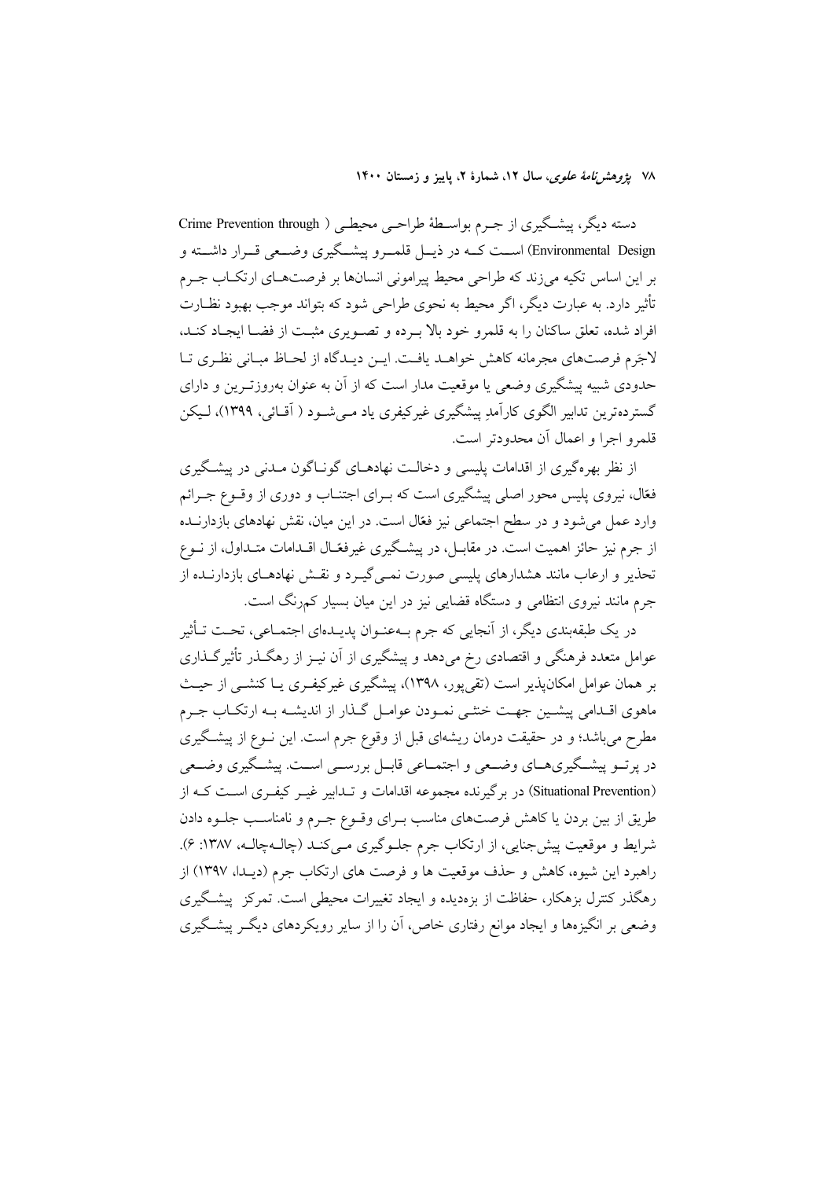دسته دیگر، پیشگیری از جـرم بواسـطهٔ طراحـی محیطـی ( Crime Prevention through Environmental Design) اسـت کـه در ذیـل قلمـرو پیشـگیری وضـعی قـرار داشـته و بر این اساس تکیه می‌زند که طراحی محیط پیرامونی انسان‌ها بر فرصت‌هـای ارتکـاب جـرم تأثیر دارد. به عبارت دیگر، اگر محیط به نحوی طراحی شود که بتواند موجب بهبود نظـارت افراد شده، تعلق ساکنان را به قلمرو خود بالا بـرده و تصـویری مثبـت از فضـا ایجـاد کنـد، لاجَرم فرصت‌های مجرمانه کاهش خواهـد یافـت. ایـن دیـدگاه از لحـاظ مبـانی نظـری تـا حدودی شبیه پیشگیری وضعی یا موقعیت مدار است که از آن به عنوان به‌روزتـرین و دارای گسترده‌ترین تدابیر الگوی کارآمدِ پیشگیری غیرکیفری یاد مـی‌شـود ( آقـائی، ۱۳۹۹)، لـیکن قلمرو اجرا و اعمال آن محدودتر است.

از نظر بهره‌گیری از اقدامات پلیسی و دخالـت نهادهـای گونـاگون مـدنی در پیشـگیری فعّال، نیروی پلیس محور اصلی پیشگیری است که بـرای اجتنـاب و دوری از وقـوع جـرائم وارد عمل می‌شود و در سطح اجتماعی نیز فعّال است. در این میان، نقش نهادهای بازدارنـده از جرم نیز حائز اهمیت است. در مقابـل، در پیشـگیری غیرفعّـال اقـدامات متـداول، از نـوع تحذیر و ارعاب مانند هشدارهای پلیسی صورت نمـی‌گیـرد و نقـش نهادهـای بازدارنـده از جرم مانند نیروی انتظامی و دستگاه قضایی نیز در این میان بسیار کم‌رنگ است.

در یک طبقه‌بندی دیگر، از آنجایی که جرم بـه‌عنـوان پدیـده‌ای اجتمـاعی، تحـت تـأثیر عوامل متعدد فرهنگی و اقتصادی رخ می‌دهد و پیشگیری از آن نیـز از رهگـذر تأثیرگـذاری بر همان عوامل امکان‌پذیر است (تقی‌پور، ۱۳۹۸)، پیشگیری غیرکیفـری یـا کنشـی از حیـث ماهوی اقـدامی پیشـین جهـت خنثـی نمـودن عوامـل گـذار از اندیشـه بـه ارتکـاب جـرم مطرح می‌باشد؛ و در حقیقت درمان ریشه‌ای قبل از وقوع جرم است. این نـوع از پیشـگیری در پرتـو پیشـگیری‌هـای وضـعی و اجتمـاعی قابـل بررسـی اسـت. پیشـگیری وضـعی (Situational Prevention) در برگیرنده مجموعه اقدامات و تـدابیر غیـر کیفـری اسـت کـه از طریق از بین بردن یا کاهش فرصت‌های مناسب بـرای وقـوع جـرم و نامناسـب جلـوه دادن شرایط و موقعیت پیش‌جنایی، از ارتکاب جرم جلـوگیری مـی‌کنـد (چالـه‌چالـه، ۱۳۸۷: ۶). راهبرد این شیوه، کاهش و حذف موقعیت ها و فرصت های ارتکاب جرم (دیـدا، ۱۳۹۷) از رهگذر کنترل بزهکار، حفاظت از بزه‌دیده و ایجاد تغییرات محیطی است. تمرکز پیشـگیری وضعی بر انگیزه‌ها و ایجاد موانع رفتاری خاص، آن را از سایر رویکردهای دیگـر پیشـگیری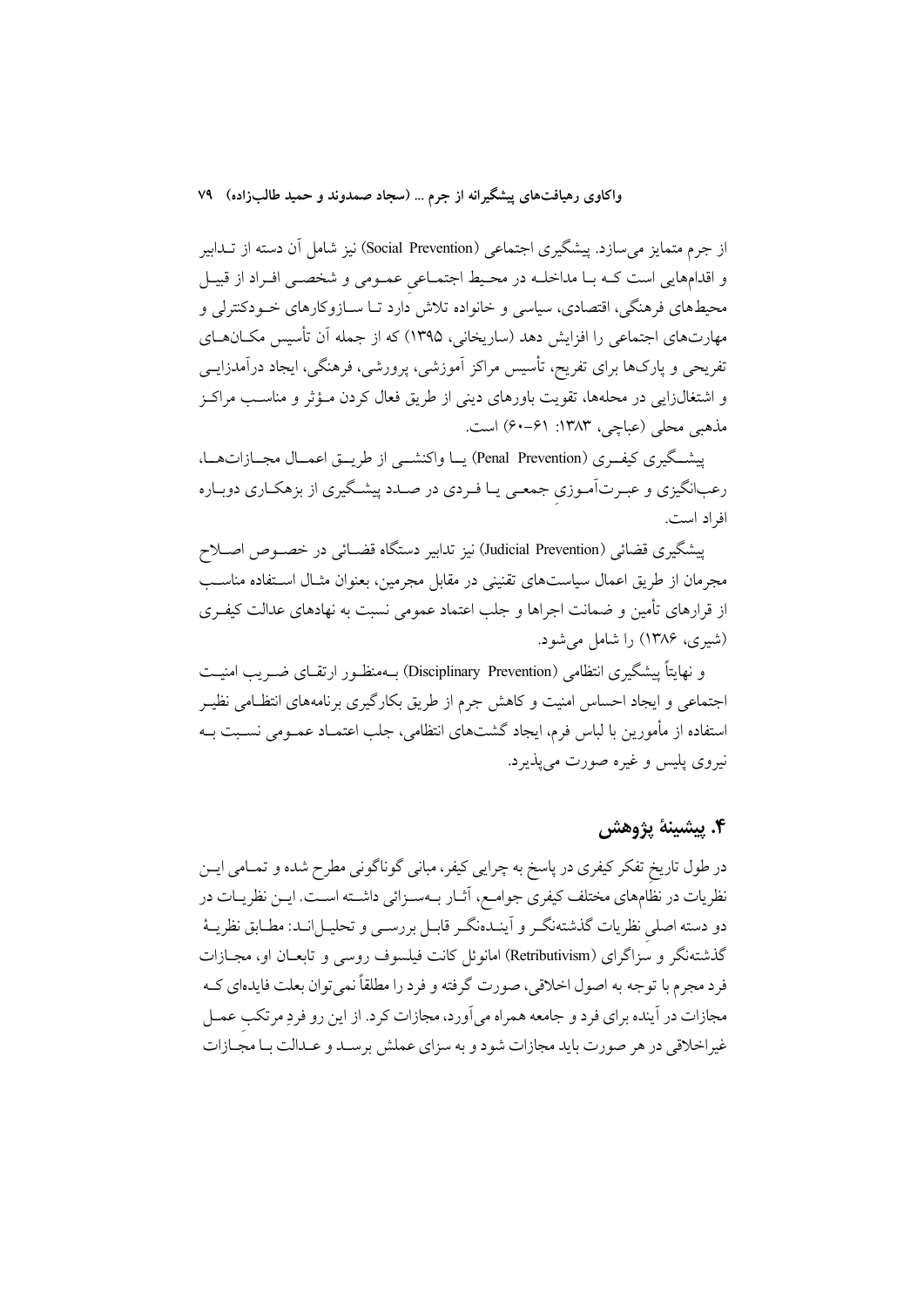از جرم متمایز می‌سازد. پیشگیری اجتماعی (Social Prevention) نیز شامل آن دسته از تدابیر و اقدام‌هایی است که با مداخله در محیط اجتماعی عمومی و شخصی افراد از قبیل محیط‌های فرهنگی، اقتصادی، سیاسی و خانواده تلاش دارد تا سازوکارهای خودکنترلی و مهارت‌های اجتماعی را افزایش دهد (ساریخانی، ۱۳۹۵) که از جمله آن تأسیس مکان‌های تفریحی و پارک‌ها برای تفریح، تأسیس مراکز آموزشی، پرورشی، فرهنگی، ایجاد درآمدزایی و اشتغال‌زایی در محله‌ها، تقویت باورهای دینی از طریق فعال کردن مؤثر و مناسب مراکز مذهبی محلی (عباچی، ۱۳۸۳: ۶۱-۶۰) است.

پیشگیری کیفری (Penal Prevention) یا واکنشی از طریق اعمال مجازات‌ها، رعب‌انگیزی و عبرت‌آموزیِ جمعی یا فردی در صدد پیشگیری از بزهکاری دوباره افراد است.

پیشگیری قضائی (Judicial Prevention) نیز تدابیر دستگاه قضائی در خصوص اصلاح مجرمان از طریق اعمال سیاست‌های تقنینی در مقابل مجرمین، بعنوان مثال استفاده مناسب از قرارهای تأمین و ضمانت اجراها و جلب اعتماد عمومی نسبت به نهادهای عدالت کیفری (شیری، ۱۳۸۶) را شامل می‌شود.

و نهایتاً پیشگیری انتظامی (Disciplinary Prevention) به‌منظور ارتقای ضریب امنیت اجتماعی و ایجاد احساس امنیت و کاهش جرم از طریق بکارگیری برنامه‌های انتظامی نظیر استفاده از مأمورین با لباس فرم، ایجاد گشت‌های انتظامی، جلب اعتماد عمومی نسبت به نیروی پلیس و غیره صورت می‌پذیرد.

## ۴. پیشینهٔ پژوهش

در طول تاریخِ تفکر کیفری در پاسخ به چرایی کیفر، مبانی گوناگونی مطرح شده و تمامی این نظریات در نظام‌های مختلف کیفری جوامع، آثار به‌سزائی داشته است. این نظریات در دو دسته اصلیِ نظریات گذشته‌نگر و آینده‌نگر قابل بررسی و تحلیل‌اند: مطابق نظریهٔ گذشته‌نگر و سزاگرای (Retributivism) امانوئل کانت فیلسوف روسی و تابعان او، مجازات فرد مجرم با توجه به اصول اخلاقی، صورت گرفته و فرد را مطلقاً نمی‌توان بعلت فایده‌ای که مجازات در آینده برای فرد و جامعه همراه می‌آورد، مجازات کرد. از این رو فردِ مرتکبِ عمل غیراخلاقی در هر صورت باید مجازات شود و به سزای عملش برسد و عدالت با مجازات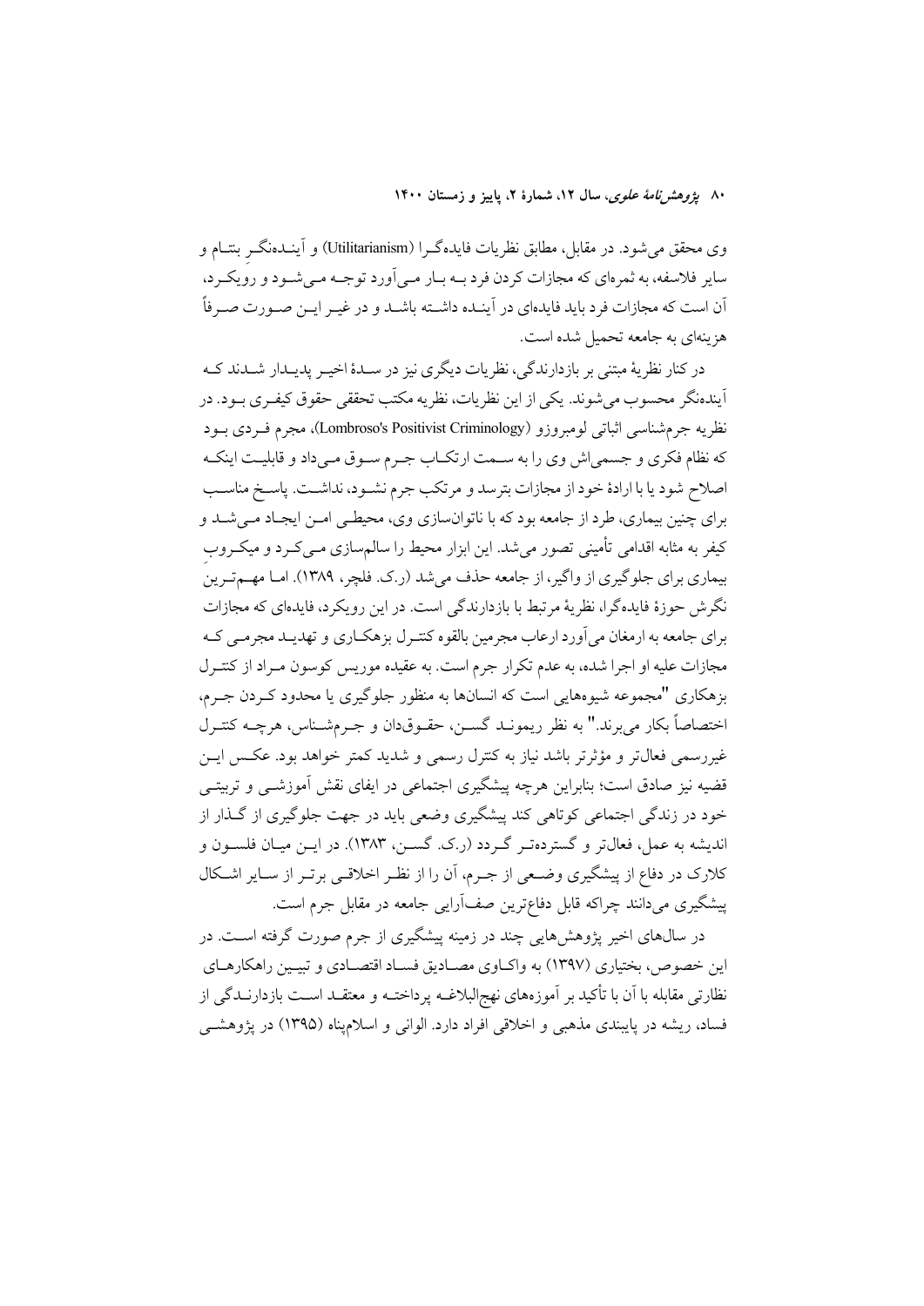وی محقق می‌شود. در مقابل، مطابق نظریات فایده‌گرا (Utilitarianism) و آینده‌نگرِ بنتام و سایر فلاسفه، به ثمره‌ای که مجازات کردن فرد به بار می‌آورد توجه می‌شود و رویکرد، آن است که مجازات فرد باید فایده‌ای در آینده داشته باشد و در غیر این صورت صرفاً هزینه‌ای به جامعه تحمیل شده است.

در کنار نظریهٔ مبتنی بر بازدارندگی، نظریات دیگری نیز در سدهٔ اخیر پدیدار شدند که آینده‌نگر محسوب می‌شوند. یکی از این نظریات، نظریه مکتب تحققی حقوق کیفری بود. در نظریه جرم‌شناسی اثباتی لومبروزو (Lombroso's Positivist Criminology)، مجرم فردی بود که نظام فکری و جسمی‌اش وی را به سمت ارتکاب جرم سوق می‌داد و قابلیت اینکه اصلاح شود یا با ارادهٔ خود از مجازات بترسد و مرتکب جرم نشود، نداشت. پاسخ مناسب برای چنین بیماری، طرد از جامعه بود که با ناتوان‌سازی وی، محیطی امن ایجاد می‌شد و کیفر به مثابه اقدامی تأمینی تصور می‌شد. این ابزار محیط را سالم‌سازی می‌کرد و میکروبِ بیماری برای جلوگیری از واگیر، از جامعه حذف می‌شد (ر.ک. فلچر، ۱۳۸۹). اما مهم‌ترینِ نگرش حوزهٔ فایده‌گرا، نظریهٔ مرتبط با بازدارندگی است. در این رویکرد، فایده‌ای که مجازات برای جامعه به ارمغان می‌آورد ارعاب مجرمین بالقوه کنترل بزهکاری و تهدید مجرمی که مجازات علیه او اجرا شده، به عدم تکرار جرم است. به عقیده موریس کوسون مراد از کنترل بزهکاری "مجموعه شیوه‌هایی است که انسان‌ها به منظور جلوگیری یا محدود کردن جرم، اختصاصاً بکار می‌برند." به نظر ریموند گسن، حقوق‌دان و جرم‌شناس، هرچه کنترل غیررسمی فعال‌تر و مؤثرتر باشد نیاز به کنترل رسمی و شدید کمتر خواهد بود. عکس این قضیه نیز صادق است؛ بنابراین هرچه پیشگیری اجتماعی در ایفای نقش آموزشی و تربیتی خود در زندگی اجتماعی کوتاهی کند پیشگیری وضعی باید در جهت جلوگیری از گذار از اندیشه به عمل، فعال‌تر و گسترده‌تر گردد (ر.ک. گسن، ۱۳۸۳). در این میان فلسون و کلارک در دفاع از پیشگیری وضعی از جرم، آن را از نظر اخلاقی برتر از سایر اشکال پیشگیری می‌دانند چراکه قابل دفاع‌ترین صف‌آرایی جامعه در مقابل جرم است.

در سال‌های اخیر پژوهش‌هایی چند در زمینه پیشگیری از جرم صورت گرفته است. در این خصوص، بختیاری (۱۳۹۷) به واکاوی مصادیق فساد اقتصادی و تبیین راهکارهای نظارتی مقابله با آن با تأکید بر آموزه‌های نهج‌البلاغه پرداخته و معتقد است بازدارندگی از فساد، ریشه در پایبندی مذهبی و اخلاقی افراد دارد. الوانی و اسلام‌پناه (۱۳۹۵) در پژوهشی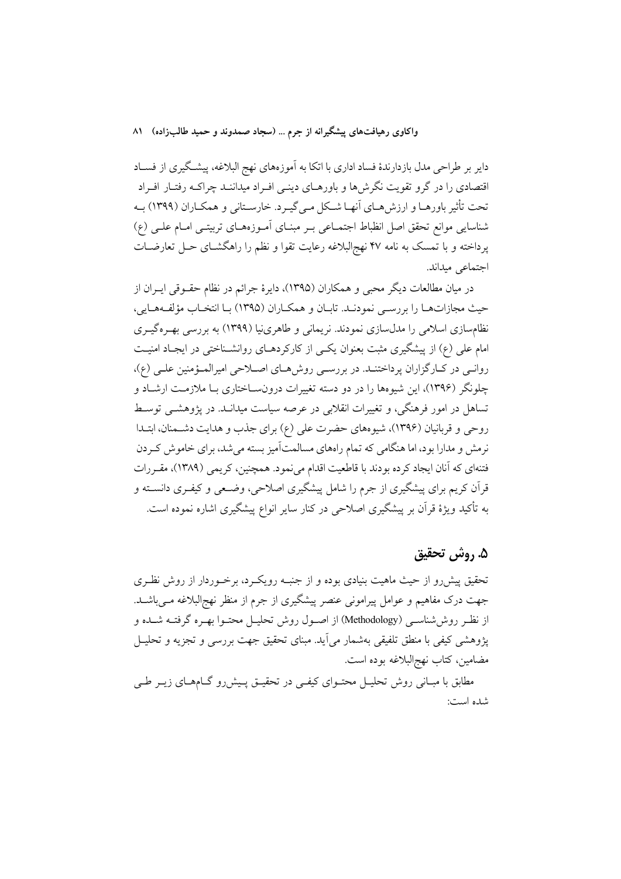دایر بر طراحی مدل بازدارندهٔ فساد اداری با اتکا به آموزه‌های نهج البلاغه، پیشگیری از فساد اقتصادی را در گرو تقویت نگرش‌ها و باورهای دینی افراد میدانند چراکه رفتار افراد تحت تأثیر باورها و ارزش‌های آنها شکل می‌گیرد. خارستانی و همکاران (۱۳۹۹) به شناسایی موانع تحقق اصل انظباط اجتماعی بر مبنای آموزه‌های تربیتی امام علی (ع) پرداخته و با تمسک به نامه ۴۷ نهج‌البلاغه رعایت تقوا و نظم را راهگشای حل تعارضات اجتماعی میداند.

در میان مطالعات دیگر محبی و همکاران (۱۳۹۵)، دایرهٔ جرائم در نظام حقوقی ایران از حیث مجازات‌ها را بررسی نمودند. تابان و همکاران (۱۳۹۵) با انتخاب مؤلفه‌هایی، نظام‌سازی اسلامی را مدلسازی نمودند. نریمانی و طاهری‌نیا (۱۳۹۹) به بررسی بهره‌گیری امام علی (ع) از پیشگیری مثبت بعنوان یکی از کارکردهای روانشناختی در ایجاد امنیت روانی در کارگزاران پرداختند. در بررسی روش‌های اصلاحی امیرالمؤمنین علی (ع)، چلونگر (۱۳۹۶)، این شیوه‌ها را در دو دسته تغییرات درون‌ساختاری با ملازمت ارشاد و تساهل در امور فرهنگی، و تغییرات انقلابی در عرصه سیاست میداند. در پژوهشی توسط روحی و قربانیان (۱۳۹۶)، شیوه‌های حضرت علی (ع) برای جذب و هدایت دشمنان، ابتدا نرمش و مدارا بود، اما هنگامی که تمام راه‌های مسالمت‌آمیز بسته می‌شد، برای خاموش کردن فتنه‌ای که آنان ایجاد کرده بودند با قاطعیت اقدام می‌نمود. همچنین، کریمی (۱۳۸۹)، مقررات قرآن کریم برای پیشگیری از جرم را شامل پیشگیری اصلاحی، وضعی و کیفری دانسته و به تأکید ویژهٔ قرآن بر پیشگیری اصلاحی در کنار سایر انواع پیشگیری اشاره نموده است.

## ۵. روش تحقیق

تحقیق پیش‌رو از حیث ماهیت بنیادی بوده و از جنبه رویکرد، برخوردار از روش نظری جهت درک مفاهیم و عوامل پیرامونی عنصر پیشگیری از جرم از منظر نهج‌البلاغه می‌باشد. از نظر روش‌شناسی (Methodology) از اصول روش تحلیل محتوا بهره گرفته شده و پژوهشی کیفی با منطق تلفیقی به‌شمار می‌آید. مبنای تحقیق جهت بررسی و تجزیه و تحلیل مضامین، کتاب نهج‌البلاغه بوده است.

مطابق با مبانی روش تحلیل محتوای کیفی در تحقیق پیش‌رو گام‌های زیر طی شده است: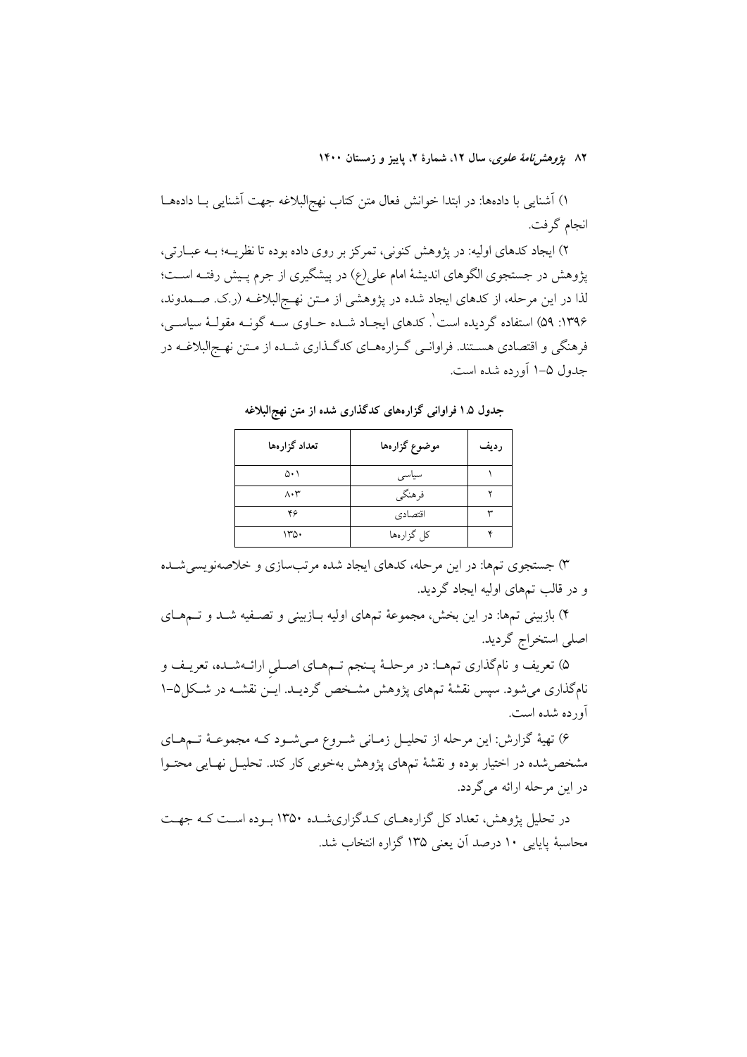۱) آشنایی با داده‌ها: در ابتدا خوانش فعال متن کتاب نهج‌البلاغه جهت آشنایی بـا داده‌هـا انجام گرفت.

۲) ایجاد کدهای اولیه: در پژوهش کنونی، تمرکز بر روی داده بوده تا نظریـه؛ بـه عبـارتی، پژوهش در جستجوی الگوهای اندیشهٔ امام علی(ع) در پیشگیری از جرم پـیش رفتـه اسـت؛ لذا در این مرحله، از کدهای ایجاد شده در پژوهشی از مـتن نهـج‌البلاغـه (ر.ک. صـمدوند، ۱۳۹۶: ۵۹) استفاده گردیده است[۱]. کدهای ایجـاد شـده حـاوی سـه گونـه مقولـهٔ سیاسـی، فرهنگی و اقتصادی هسـتند. فراوانـی گـزاره‌هـای کدگـذاری شـده از مـتن نهـج‌البلاغـه در جدول ۵–۱ آورده شده است.

**جدول ۱.۵ فراوانی گزاره‌های کدگذاری شده از متن نهج‌البلاغه**

| ردیف | موضوع گزاره‌ها | تعداد گزاره‌ها |
|---|---|---|
| ۱ | سیاسی | ۵۰۱ |
| ۲ | فرهنگی | ۸۰۳ |
| ۳ | اقتصادی | ۴۶ |
| ۴ | کل گزاره‌ها | ۱۳۵۰ |

۳) جستجوی تم‌ها: در این مرحله، کدهای ایجاد شده مرتب‌سازی و خلاصه‌نویسی‌شـده و در قالب تم‌های اولیه ایجاد گردید.

۴) بازبینی تم‌ها: در این بخش، مجموعهٔ تم‌های اولیه بـازبینی و تصـفیه شـد و تـم‌هـای اصلی استخراج گردید.

۵) تعریف و نام‌گذاری تم‌هـا: در مرحلـهٔ پـنجم تـم‌هـای اصـلیِ ارائـه‌شـده، تعریـف و نام‌گذاری می‌شود. سپس نقشهٔ تم‌های پژوهش مشـخص گردیـد. ایـن نقشـه در شـکل۵–۱ آورده شده است.

۶) تهیهٔ گزارش: این مرحله از تحلیـل زمـانی شـروع مـی‌شـود کـه مجموعـهٔ تـم‌هـای مشخص‌شده در اختیار بوده و نقشهٔ تم‌های پژوهش به‌خوبی کار کند. تحلیـل نهـایی محتـوا در این مرحله ارائه می‌گردد.

در تحلیل پژوهش، تعداد کل گزاره‌هـای کـدگزاری‌شـده ۱۳۵۰ بـوده اسـت کـه جهـت محاسبهٔ پایایی ۱۰ درصد آن یعنی ۱۳۵ گزاره انتخاب شد.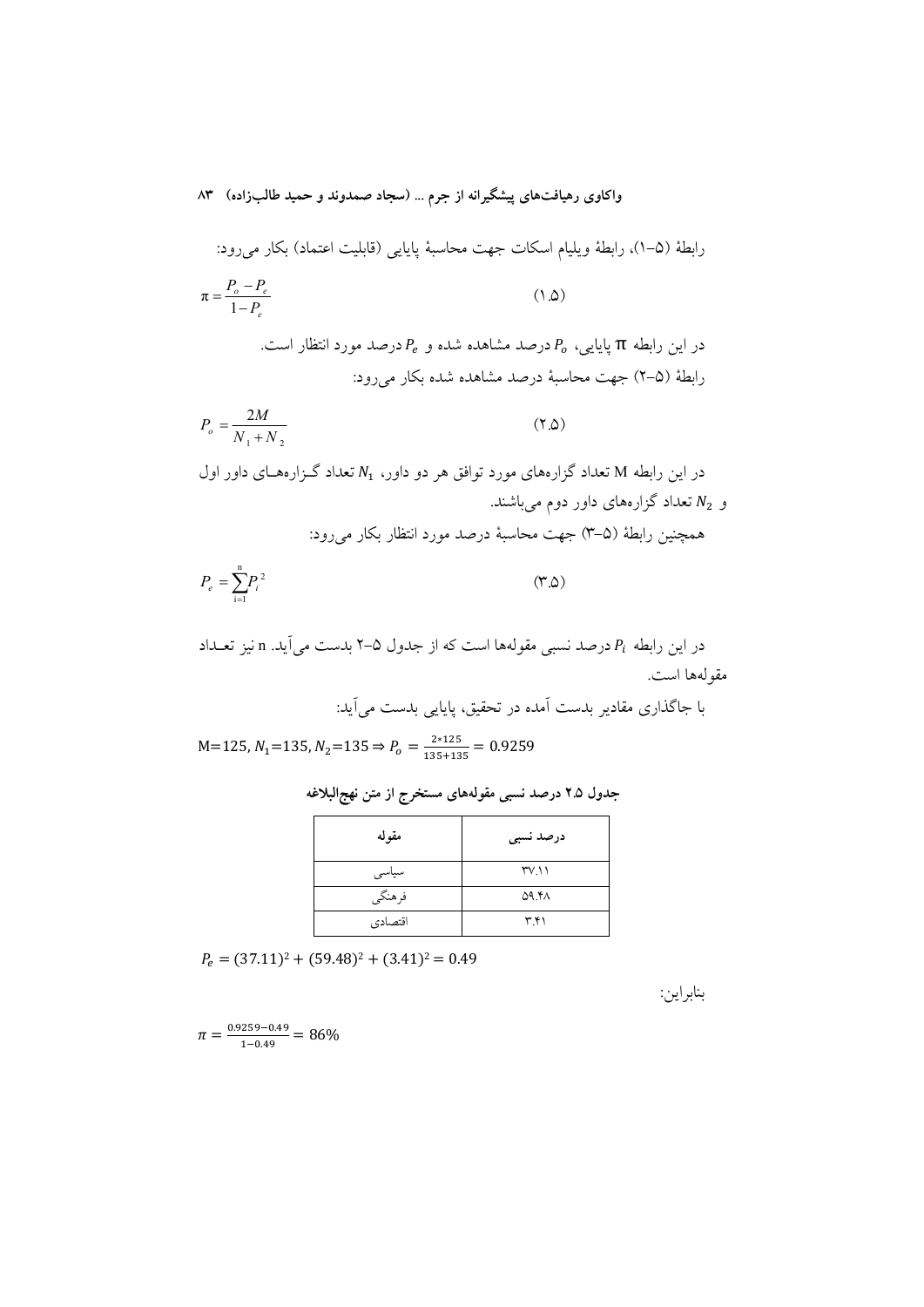رابطهٔ (۵-۱)، رابطهٔ ویلیام اسکات جهت محاسبهٔ پایایی (قابلیت اعتماد) بکار می‌رود:

$$\pi = \frac{P_o - P_e}{1 - P_e} \qquad (۱.۵)$$

در این رابطه π پایایی، $P_o$ درصد مشاهده شده و $P_e$ درصد مورد انتظار است.

رابطهٔ (۵-۲) جهت محاسبهٔ درصد مشاهده شده بکار می‌رود:

$$P_o = \frac{2M}{N_1 + N_2} \qquad (۲.۵)$$

در این رابطه M تعداد گزاره‌های مورد توافق هر دو داور، $N_1$ تعداد گزاره‌های داور اول و $N_2$ تعداد گزاره‌های داور دوم می‌باشند.

همچنین رابطهٔ (۵-۳) جهت محاسبهٔ درصد مورد انتظار بکار می‌رود:

$$P_e = \sum_{i=1}^{n} P_i^2 \qquad (۳.۵)$$

در این رابطه $P_i$ درصد نسبی مقوله‌ها است که از جدول ۵-۲ بدست می‌آید. n نیز تعداد مقوله‌ها است.

با جاگذاری مقادیر بدست آمده در تحقیق، پایایی بدست می‌آید:

$$M=125, N_1=135, N_2=135 \Rightarrow P_o = \frac{2*125}{135+135} = 0.9259$$

**جدول ۲.۵ درصد نسبی مقوله‌های مستخرج از متن نهج‌البلاغه**

| مقوله | درصد نسبی |
|---|---|
| سیاسی | ۳۷.۱۱ |
| فرهنگی | ۵۹.۴۸ |
| اقتصادی | ۳.۴۱ |

$$P_e = (37.11)^2 + (59.48)^2 + (3.41)^2 = 0.49$$

بنابراین:

$$\pi = \frac{0.9259 - 0.49}{1 - 0.49} = 86\%$$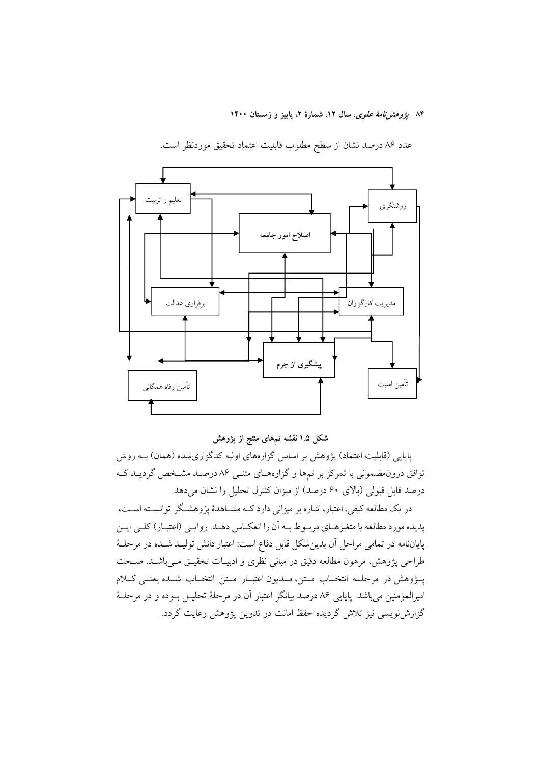عدد ۸۶ درصد نشان از سطح مطلوب قابلیت اعتماد تحقیق موردنظر است.

تعلیم و تربیت

روشنگری

اصلاح امور جامعه

برقراری عدالت

مدیریت کارگزاران

پیشگیری از جرم

تأمین رفاه همگانی

تأمین امنیت

**شکل ۱.۵ نقشه تم‌های منتج از پژوهش**

پایایی (قابلیت اعتماد) پژوهش بر اساس گزاره‌های اولیه کدگذاری‌شده (همان) بـه روش توافق درون‌مضمونی با تمرکز بر تم‌ها و گزاره‌هـای متنـی ۸۶ درصـد مشـخص گردیـد کـه درصد قابل قبولی (بالای ۶۰ درصد) از میزان کنترل تحلیل را نشان می‌دهد.

در یک مطالعه کیفی، اعتبار، اشاره بر میزانی دارد کـه مشـاهدهٔ پژوهشـگر توانسـته اسـت، پدیده مورد مطالعه یا متغیرهـای مربـوط بـه آن را انعکـاس دهـد. روایـی (اعتبـار) کلـی ایـن پایان‌نامه در تمامی مراحل آن بدین‌شکل قابل دفاع است: اعتبار دانش تولیـد شـده در مرحلـهٔ طراحی پژوهش، مرهون مطالعه دقیق در مبانی نظری و ادبیـات تحقیـق مـی‌باشـد. صـحت پـژوهش در مرحلـه انتخـاب مـتن، مـدیون اعتبـار مـتن انتخـاب شـده یعنـی کـلام امیرالمؤمنین می‌باشد. پایایی ۸۶ درصد بیانگر اعتبار آن در مرحلهٔ تحلیـل بـوده و در مرحلـهٔ گزارش‌نویسی نیز تلاش گردیده حفظ امانت در تدوین پژوهش رعایت گردد.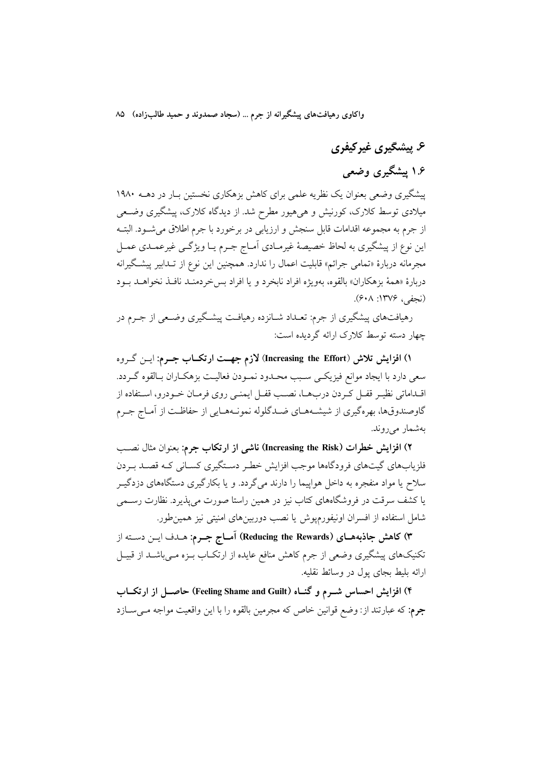## ۶. پیشگیری غیرکیفری

### ۱.۶ پیشگیری وضعی

پیشگیری وضعی بعنوان یک نظریه علمی برای کاهش بزهکاری نخستین بار در دهه ۱۹۸۰ میلادی توسط کلارک، کورنیش و هی‌هیور مطرح شد. از دیدگاه کلارک، پیشگیری وضعی از جرم به مجموعه اقدامات قابل سنجش و ارزیابی در برخورد با جرم اطلاق می‌شود. البته این نوع از پیشگیری به لحاظ خصیصهٔ غیرمادی آماج جرم یا ویژگی غیرعمدی عمل مجرمانه دربارهٔ «تمامی جرائم» قابلیت اعمال را ندارد. همچنین این نوع از تدابیر پیشگیرانه دربارهٔ «همهٔ بزهکاران» بالقوه، بەویژه افراد نابخرد و یا افراد بس‌خردمند نافذ نخواهد بود (نجفی، ۱۳۷۶: ۶۰۸).

رهیافت‌های پیشگیری از جرم: تعداد شانزده رهیافت پیشگیری وضعی از جرم در چهار دسته توسط کلارک ارائه گردیده است:

**۱) افزایش تلاش (Increasing the Effort) لازم جهت ارتکاب جرم:** این گروه سعی دارد با ایجاد موانع فیزیکی سبب محدود نمودن فعالیت بزهکاران بالقوه گردد. اقداماتی نظیر قفل کردن درب‌ها، نصب قفل ایمنی روی فرمان خودرو، استفاده از گاوصندوق‌ها، بهره‌گیری از شیشه‌های ضدگلوله نمونه‌هایی از حفاظت از آماج جرم به‌شمار می‌روند.

**۲) افزایش خطرات (Increasing the Risk) ناشی از ارتکاب جرم:** بعنوان مثال نصب فلزیاب‌های گیت‌های فرودگاه‌ها موجب افزایش خطر دستگیری کسانی که قصد بردن سلاح یا مواد منفجره به داخل هواپیما را دارند می‌گردد. و یا بکارگیری دستگاه‌های دزدگیر یا کشف سرقت در فروشگاه‌های کتاب نیز در همین راستا صورت می‌پذیرد. نظارت رسمی شامل استفاده از افسران اونیفورم‌پوش یا نصب دوربین‌های امنیتی نیز همین‌طور.

**۳) کاهش جاذبه‌های (Reducing the Rewards) آماج جرم:** هدف این دسته از تکنیک‌های پیشگیری وضعی از جرم کاهش منافع عایده از ارتکاب بزه می‌باشد از قبیل ارائه بلیط بجای پول در وسائط نقلیه.

**۴) افزایش احساس شرم و گناه (Feeling Shame and Guilt) حاصل از ارتکاب جرم:** که عبارتند از: وضع قوانین خاص که مجرمین بالقوه را با این واقعیت مواجه می‌سازد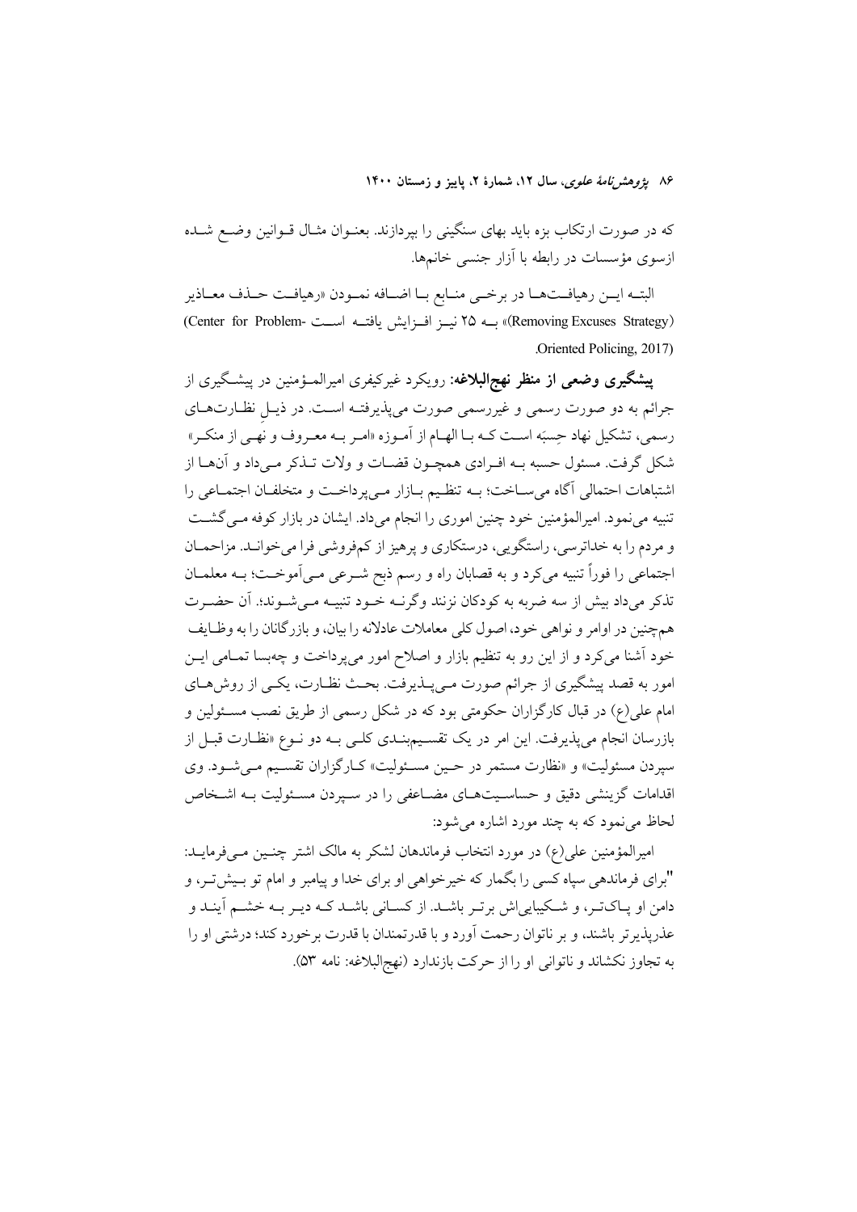که در صورت ارتکاب بزه باید بهای سنگینی را بپردازند. بعنوان مثال قوانین وضع شده ازسوی مؤسسات در رابطه با آزار جنسی خانمها.

البته این رهیافت‌ها در برخی منابع با اضافه نمودن «رهیافت حذف معاذیر (Removing Excuses Strategy)» به ۲۵ نیز افزایش یافته است (Center for Problem-Oriented Policing, 2017).

**پیشگیری وضعی از منظر نهج‌البلاغه:** رویکرد غیرکیفری امیرالمؤمنین در پیشگیری از جرائم به دو صورت رسمی و غیررسمی صورت می‌پذیرفته است. در ذیلِ نظارت‌های رسمی، تشکیل نهاد حِسبَه است که با الهام از آموزه «امر به معروف و نهی از منکر» شکل گرفت. مسئول حسبه به افرادی همچون قضات و ولات تذکر می‌داد و آنها از اشتباهات احتمالی آگاه می‌ساخت؛ به تنظیم بازار می‌پرداخت و متخلفان اجتماعی را تنبیه می‌نمود. امیرالمؤمنین خود چنین اموری را انجام می‌داد. ایشان در بازار کوفه می‌گشت و مردم را به خداترسی، راستگویی، درستکاری و پرهیز از کم‌فروشی فرا می‌خواند. مزاحمان اجتماعی را فوراً تنبیه می‌کرد و به قصابان راه و رسم ذبح شرعی می‌آموخت؛ به معلمان تذکر می‌داد بیش از سه ضربه به کودکان نزنند وگرنه خود تنبیه می‌شوند؛ آن حضرت همچنین در اوامر و نواهی خود، اصول کلی معاملات عادلانه را بیان، و بازرگانان را به وظایف خود آشنا می‌کرد و از این رو به تنظیم بازار و اصلاح امور می‌پرداخت و چه‌بسا تمامی این امور به قصد پیشگیری از جرائم صورت می‌پذیرفت. بحث نظارت، یکی از روش‌های امام علی(ع) در قبال کارگزاران حکومتی بود که در شکل رسمی از طریق نصب مسئولین و بازرسان انجام می‌پذیرفت. این امر در یک تقسیم‌بندی کلی به دو نوع «نظارت قبل از سپردن مسئولیت» و «نظارت مستمر در حین مسئولیت» کارگزاران تقسیم می‌شود. وی اقدامات گزینشی دقیق و حساسیت‌های مضاعفی را در سپردن مسئولیت به اشخاص لحاظ می‌نمود که به چند مورد اشاره می‌شود:

امیرالمؤمنین علی(ع) در مورد انتخاب فرماندهان لشکر به مالک اشتر چنین می‌فرماید: "برای فرماندهی سپاه کسی را بگمار که خیرخواهی او برای خدا و پیامبر و امام تو بیش‌تر، و دامن او پاک‌تر، و شکیبایی‌اش برتر باشد. از کسانی باشد که دیر به خشم آیند و عذرپذیرتر باشند، و بر ناتوان رحمت آورد و با قدرتمندان با قدرت برخورد کند؛ درشتی او را به تجاوز نکشاند و ناتوانی او را از حرکت بازندارد (نهج‌البلاغه: نامه ۵۳).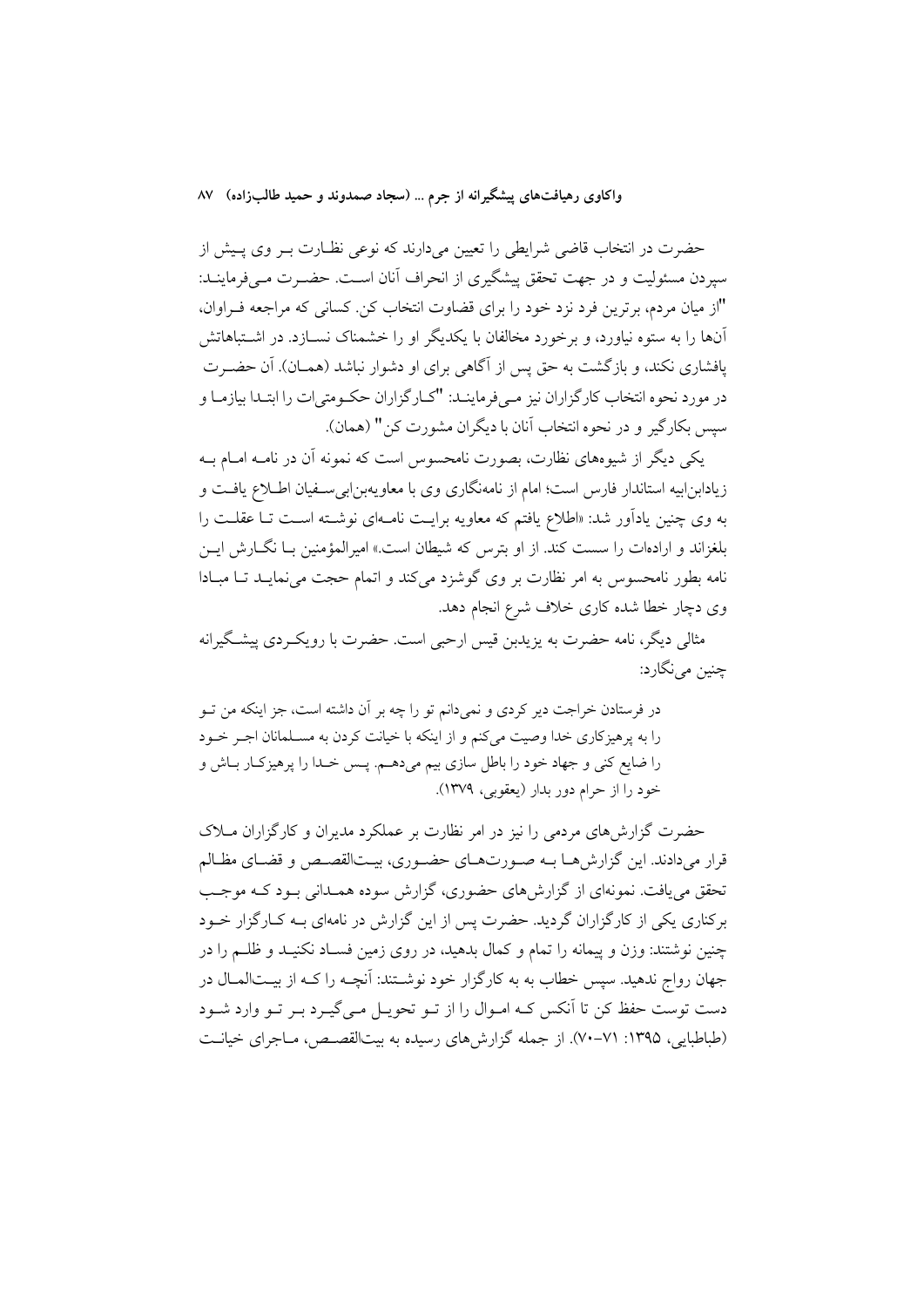حضرت در انتخاب قاضی شرایطی را تعیین می‌دارند که نوعی نظارت بر وی پیش از سپردن مسئولیت و در جهت تحقق پیشگیری از انحراف آنان است. حضرت می‌فرمایند: "از میان مردم، برترین فرد نزد خود را برای قضاوت انتخاب کن. کسانی که مراجعه فراوان، آن‌ها را به ستوه نیاورد، و برخورد مخالفان با یکدیگر او را خشمناک نسازد. در اشتباهاتش پافشاری نکند، و بازگشت به حق پس از آگاهی برای او دشوار نباشد (همان). آن حضرت در مورد نحوه انتخاب کارگزاران نیز می‌فرمایند: "کارگزاران حکومتی‌ات را ابتدا بیازما و سپس بکارگیر و در نحوه انتخاب آنان با دیگران مشورت کن" (همان).

یکی دیگر از شیوه‌های نظارت، بصورت نامحسوس است که نمونه آن در نامه امام به زیادابن‌ابیه استاندار فارس است؛ امام از نامه‌نگاری وی با معاویه‌بن‌ابی‌سفیان اطلاع یافت و به وی چنین یادآور شد: «اطلاع یافتم که معاویه برایت نامه‌ای نوشته است تا عقلت را بلغزاند و اراده‌ات را سست کند. از او بترس که شیطان است.» امیرالمؤمنین با نگارش این نامه بطور نامحسوس به امر نظارت بر وی گوشزد می‌کند و اتمام حجت می‌نماید تا مبادا وی دچار خطا شده کاری خلاف شرع انجام دهد.

مثالی دیگر، نامه حضرت به یزیدبن قیس ارحبی است. حضرت با رویکردی پیشگیرانه چنین می‌نگارد:

> در فرستادن خراجت دیر کردی و نمی‌دانم تو را چه بر آن داشته است، جز اینکه من تو را به پرهیزکاری خدا وصیت می‌کنم و از اینکه با خیانت کردن به مسلمانان اجر خود را ضایع کنی و جهاد خود را باطل سازی بیم می‌دهم. پس خدا را پرهیزکار باش و خود را از حرام دور بدار (یعقوبی، ۱۳۷۹).

حضرت گزارش‌های مردمی را نیز در امر نظارت بر عملکرد مدیران و کارگزاران ملاک قرار می‌دادند. این گزارش‌ها به صورت‌های حضوری، بیت‌القصص و قضای مظالم تحقق می‌یافت. نمونه‌ای از گزارش‌های حضوری، گزارش سوده همدانی بود که موجب برکناری یکی از کارگزاران گردید. حضرت پس از این گزارش در نامه‌ای به کارگزار خود چنین نوشتند: وزن و پیمانه را تمام و کمال بدهید، در روی زمین فساد نکنید و ظلم را در جهان رواج ندهید. سپس خطاب به کارگزار خود نوشتند: آنچه را که از بیت‌المال در دست توست حفظ کن تا آنکس که اموال را از تو تحویل می‌گیرد بر تو وارد شود (طباطبایی، ۱۳۹۵: ۷۱-۷۰). از جمله گزارش‌های رسیده به بیت‌القصص، ماجرای خیانت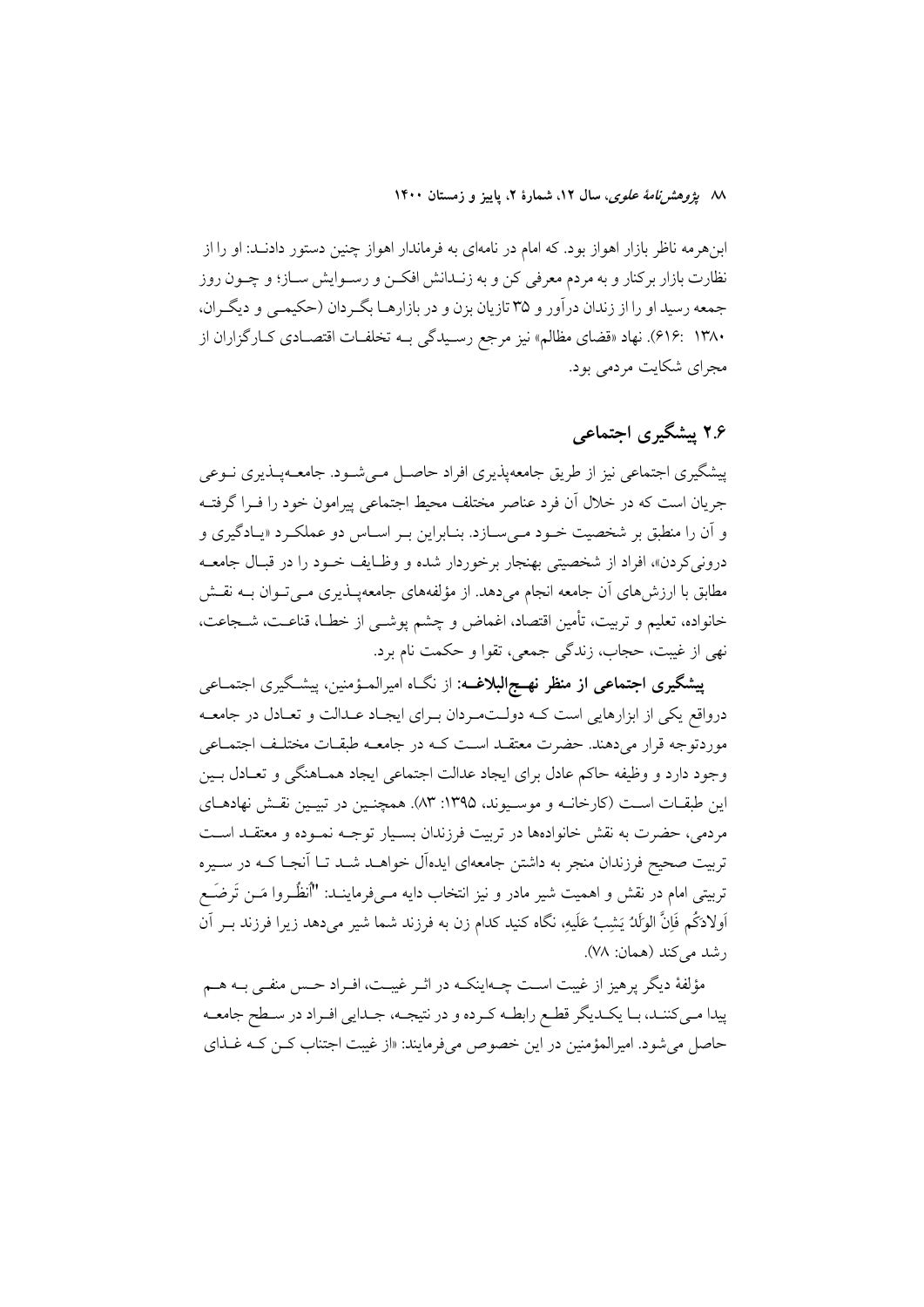ابن‌هرمه ناظر بازار اهواز بود. که امام در نامه‌ای به فرماندار اهواز چنین دستور دادنـد: او را از نظارت بازار برکنار و به مردم معرفی کن و به زنـدانش افکـن و رسـوایش سـاز؛ و چـون روز جمعه رسید او را از زندان درآور و ۳۵ تازیان بزن و در بازارهـا بگـردان (حکیمـی و دیگـران، ۱۳۸۰ :۶۱۶). نهاد «قضای مظالم» نیز مرجع رسـیدگی بـه تخلفـات اقتصـادی کـارگزاران از مجرای شکایت مردمی بود.

## ۲.۶ پیشگیری اجتماعی

پیشگیری اجتماعی نیز از طریق جامعه‌پذیری افراد حاصـل مـی‌شـود. جامعـه‌پـذیری نـوعی جریان است که در خلال آن فرد عناصر مختلف محیط اجتماعی پیرامون خود را فـرا گرفتـه و آن را منطبق بر شخصیت خـود مـی‌سـازد. بنـابراین بـر اسـاس دو عملکـرد «یـادگیری و درونی‌کردن»، افراد از شخصیتی بهنجار برخوردار شده و وظـایف خـود را در قبـال جامعـه مطابق با ارزش‌های آن جامعه انجام می‌دهد. از مؤلفه‌های جامعه‌پـذیری مـی‌تـوان بـه نقـش خانواده، تعلیم و تربیت، تأمین اقتصاد، اغماض و چشم پوشـی از خطـا، قناعـت، شـجاعت، نهی از غیبت، حجاب، زندگی جمعی، تقوا و حکمت نام برد.

**پیشگیری اجتماعی از منظر نهـج‌البلاغـه:** از نگـاه امیرالمـؤمنین، پیشـگیری اجتمـاعی درواقع یکی از ابزارهایی است کـه دولـت‌مـردان بـرای ایجـاد عـدالت و تعـادل در جامعـه موردتوجه قرار می‌دهند. حضرت معتقـد اسـت کـه در جامعـه طبقـات مختلـف اجتمـاعی وجود دارد و وظیفه حاکم عادل برای ایجاد عدالت اجتماعی ایجاد همـاهنگی و تعـادل بـین این طبقـات اسـت (کارخانـه و موسـیوند، ۱۳۹۵: ۸۳). همچنـین در تبیـین نقـش نهادهـای مردمی، حضرت به نقش خانواده‌ها در تربیت فرزندان بسـیار توجـه نمـوده و معتقـد اسـت تربیت صحیح فرزندان منجر به داشتن جامعه‌ای ایده‌آل خواهـد شـد تـا آنجـا کـه در سـیره تربیتی امام در نقش و اهمیت شیر مادر و نیز انتخاب دایه مـی‌فرماینـد: "اُنظُـروا مَـن تَرضَـع اَولادَکُم فَاِنَّ الوَلَدُ یَشِبُ عَلَیهِ، نگاه کنید کدام زن به فرزند شما شیر می‌دهد زیرا فرزند بـر آن رشد می‌کند (همان: ۷۸).

مؤلفهٔ دیگر پرهیز از غیبت اسـت چـه‌اینکـه در اثـر غیبـت، افـراد حـس منفـی بـه هـم پیدا مـی‌کننـد، بـا یکـدیگر قطـع رابطـه کـرده و در نتیجـه، جـدایی افـراد در سـطح جامعـه حاصل می‌شود. امیرالمؤمنین در این خصوص می‌فرمایند: «از غیبت اجتناب کـن کـه غـذای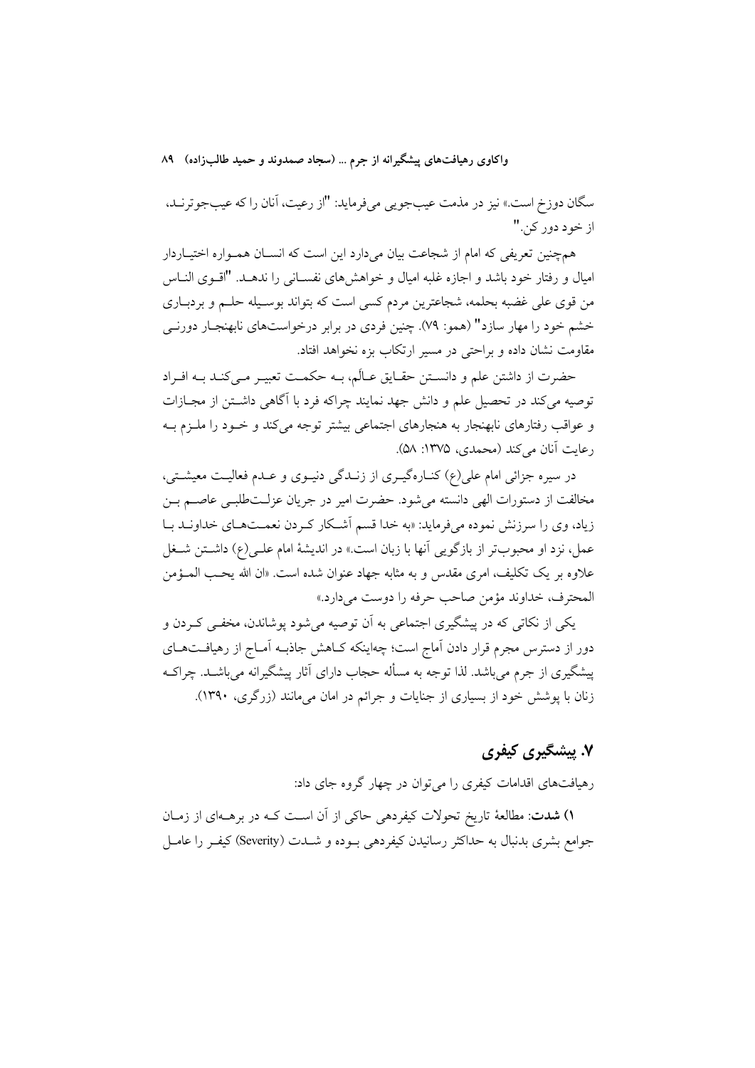سگان دوزخ است.» نیز در مذمت عیب‌جویی می‌فرماید: "از رعیت، آنان را که عیب‌جوترنـد، از خود دور کن."

همچنین تعریفی که امام از شجاعت بیان می‌دارد این است که انسـان همـواره اختیـاردار امیال و رفتار خود باشد و اجازه غلبه امیال و خواهش‌های نفسـانی را ندهـد. "اقـوی النـاس من قوی علی غضبه بحلمه، شجاعترین مردم کسی است که بتواند بوسـیله حلـم و بردبـاری خشم خود را مهار سازد" (همو: ۷۹). چنین فردی در برابر درخواست‌های نابهنجـار دورنـی مقاومت نشان داده و براحتی در مسیر ارتکاب بزه نخواهد افتاد.

حضرت از داشتن علم و دانسـتن حقـایق عـالَم، بـه حکمـت تعبیـر مـی‌کنـد بـه افـراد توصیه می‌کند در تحصیل علم و دانش جهد نمایند چراکه فرد با آگاهی داشـتن از مجـازات و عواقب رفتارهای نابهنجار به هنجارهای اجتماعی بیشتر توجه می‌کند و خـود را ملـزم بـه رعایت آنان می‌کند (محمدی، ۱۳۷۵: ۵۸).

در سیره جزائی امام علی(ع) کنـاره‌گیـری از زنـدگی دنیـوی و عـدم فعالیـت معیشـتی، مخالف از دستورات الهی دانسته می‌شود. حضرت امیر در جریان عزلـت‌طلبـی عاصـم بـن زیاد، وی را سرزنش نموده می‌فرماید: «به خدا قسم آشـکار کـردن نعمـت‌هـای خداونـد بـا عمل، نزد او محبوب‌تر از بازگویی آنها با زبان است.» در اندیشهٔ امام علـی(ع) داشـتن شـغل علاوه بر یک تکلیف، امری مقدس و به مثابه جهاد عنوان شده است. «ان الله یحـب المـؤمن المحترف، خداوند مؤمن صاحب حرفه را دوست می‌دارد.»

یکی از نکاتی که در پیشگیری اجتماعی به آن توصیه می‌شود پوشاندن، مخفـی کـردن و دور از دسترس مجرم قرار دادن آماج است؛ چه‌اینکه کـاهش جاذبـه آمـاج از رهیافـت‌هـای پیشگیری از جرم می‌باشد. لذا توجه به مسأله حجاب دارای آثار پیشگیرانه می‌باشـد. چراکـه زنان با پوشش خود از بسیاری از جنایات و جرائم در امان می‌مانند (زرگری، ۱۳۹۰).

## ۷. پیشگیری کیفری

رهیافت‌های اقدامات کیفری را می‌توان در چهار گروه جای داد:

**۱) شدت**: مطالعهٔ تاریخ تحولات کیفردهی حاکی از آن اسـت کـه در برهـه‌ای از زمـان جوامع بشری بدنبال به حداکثر رسانیدن کیفردهی بـوده و شـدت (Severity) کیفـر را عامـل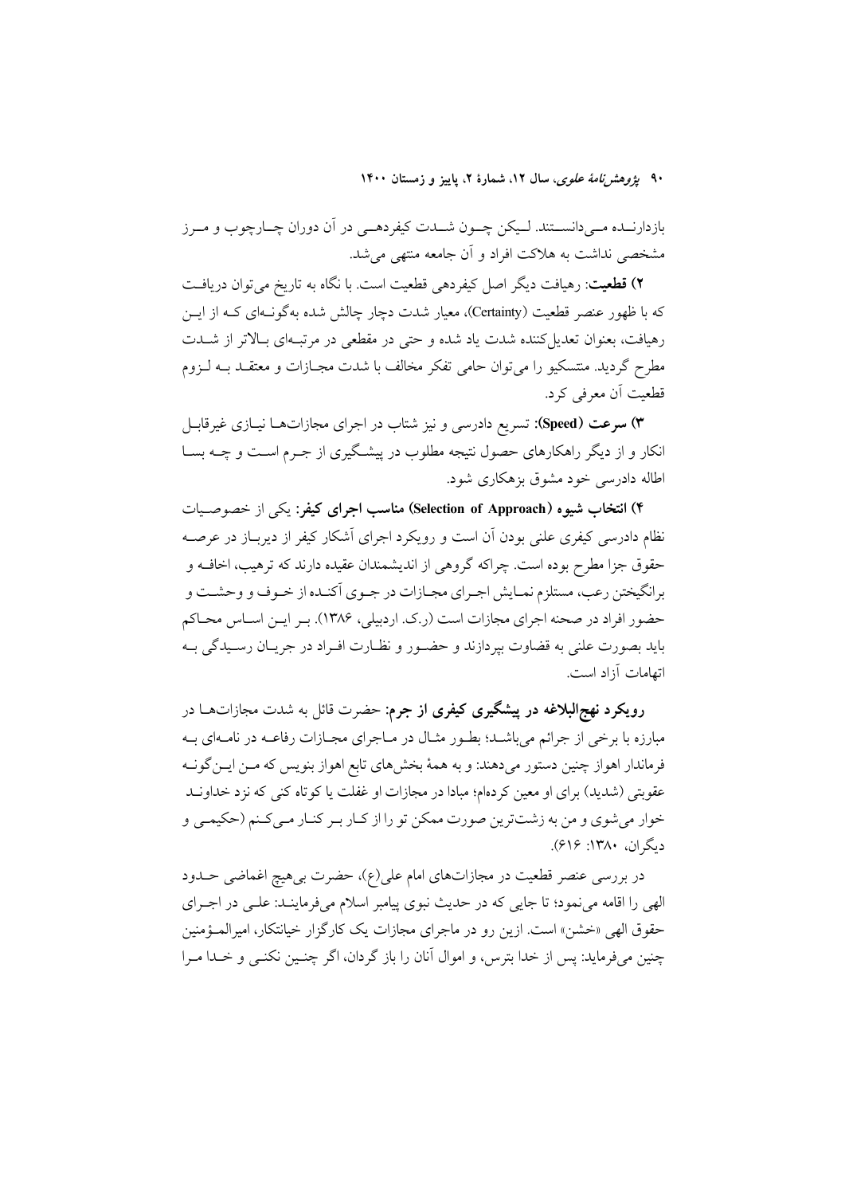بازدارنـده مـی‌دانسـتند. لـیکن چـون شـدت کیفردهـی در آن دوران چـارچوب و مـرز مشخصی نداشت به هلاکت افراد و آن جامعه منتهی می‌شد.

**۲) قطعیت**: رهیافت دیگر اصل کیفردهی قطعیت است. با نگاه به تاریخ می‌توان دریافـت که با ظهور عنصر قطعیت (Certainty)، معیار شدت دچار چالش شده به‌گونـه‌ای کـه از ایـن رهیافت، بعنوان تعدیل‌کننده شدت یاد شده و حتی در مقطعی در مرتبـه‌ای بـالاتر از شـدت مطرح گردید. منتسکیو را می‌توان حامی تفکر مخالف با شدت مجـازات و معتقـد بـه لـزوم قطعیت آن معرفی کرد.

**۳) سرعت (Speed)**: تسریع دادرسی و نیز شتاب در اجرای مجازات‌هـا نیـازی غیرقابـل انکار و از دیگر راهکارهای حصول نتیجه مطلوب در پیشـگیری از جـرم اسـت و چـه بسـا اطاله دادرسی خود مشوق بزهکاری شود.

**۴) انتخاب شیوه (Selection of Approach) مناسب اجرای کیفر**: یکی از خصوصـیات نظام دادرسی کیفری علنی بودن آن است و رویکرد اجرای آشکار کیفر از دیربـاز در عرصـه حقوق جزا مطرح بوده است. چراکه گروهی از اندیشمندان عقیده دارند که ترهیب، اخافـه و برانگیختن رعب، مستلزم نمـایش اجـرای مجـازات در جـوی آکنـده از خـوف و وحشـت و حضور افراد در صحنه اجرای مجازات است (ر.ک. اردبیلی، ۱۳۸۶). بـر ایـن اسـاس محـاکم باید بصورت علنی به قضاوت بپردازند و حضـور و نظـارت افـراد در جریـان رسـیدگی بـه اتهامات آزاد است.

**رویکرد نهج‌البلاغه در پیشگیری کیفری از جرم**: حضرت قائل به شدت مجازات‌هـا در مبارزه با برخی از جرائم می‌باشـد؛ بطـور مثـال در مـاجرای مجـازات رفاعـه در نامـه‌ای بـه فرماندار اهواز چنین دستور می‌دهند: و به همهٔ بخش‌های تابع اهواز بنویس که مـن ایـن‌گونـه عقوبتی (شدید) برای او معین کرده‌ام؛ مبادا در مجازات او غفلت یا کوتاه کنی که نزد خداونـد خوار می‌شوی و من به زشت‌ترین صورت ممکن تو را از کـار بـر کنـار مـی‌کـنم (حکیمـی و دیگران، ۱۳۸۰: ۶۱۶).

در بررسی عنصر قطعیت در مجازات‌های امام علی(ع)، حضرت بی‌هیچ اغماضی حـدود الهی را اقامه می‌نمود؛ تا جایی که در حدیث نبوی پیامبر اسلام می‌فرماینـد: علـی در اجـرای حقوق الهی «خشن» است. ازین رو در ماجرای مجازات یک کارگزار خیانتکار، امیرالمـؤمنین چنین می‌فرماید: پس از خدا بترس، و اموال آنان را باز گردان، اگر چنـین نکنـی و خـدا مـرا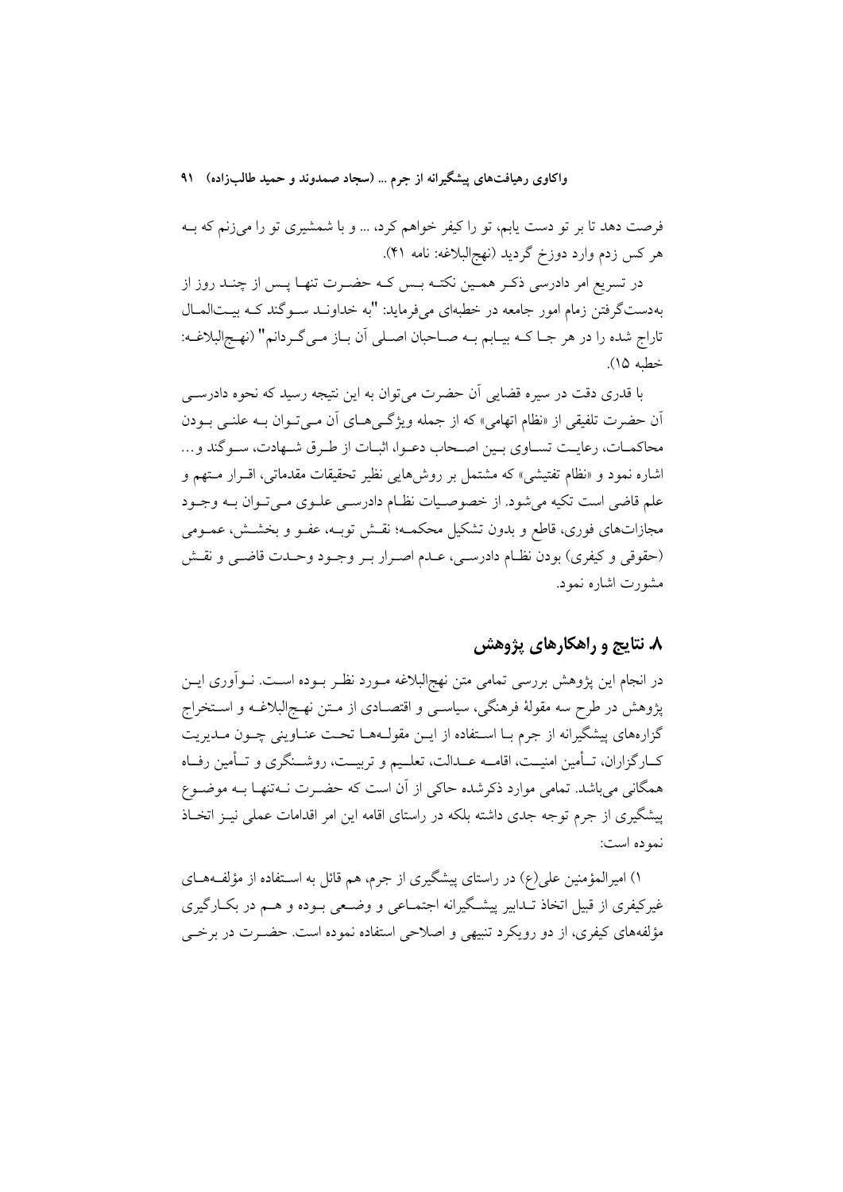فرصت دهد تا بر تو دست یابم، تو را کیفر خواهم کرد، ... و با شمشیری تو را می‌زنم که بـه هر کس زدم وارد دوزخ گردید (نهج‌البلاغه: نامه ۴۱).

در تسریع امر دادرسی ذکـر همـین نکتـه بـس کـه حضـرت تنهـا پـس از چنـد روز از به‌دست‌گرفتن زمام امور جامعه در خطبه‌ای می‌فرماید: "به خداونـد سـوگند کـه بیـت‌المـال تاراج شده را در هر جـا کـه بیـابم بـه صـاحبان اصـلی آن بـاز مـی‌گـردانم" (نهـج‌البلاغـه: خطبه ۱۵).

با قدری دقت در سیره قضایی آن حضرت می‌توان به این نتیجه رسید که نحوه دادرسـی آن حضرت تلفیقی از «نظام اتهامی» که از جمله ویژگـی‌هـای آن مـی‌تـوان بـه علنـی بـودن محاکمـات، رعایـت تسـاوی بـین اصـحاب دعـوا، اثبـات از طـرق شـهادت، سـوگند و... اشاره نمود و «نظام تفتیشی» که مشتمل بر روش‌هایی نظیر تحقیقات مقدماتی، اقـرار مـتهم و علم قاضی است تکیه می‌شود. از خصوصـیات نظـام دادرسـی علـوی مـی‌تـوان بـه وجـود مجازات‌های فوری، قاطع و بدون تشکیل محکمـه؛ نقـش توبـه، عفـو و بخشـش، عمـومی (حقوقی و کیفری) بودن نظـام دادرسـی، عـدم اصـرار بـر وجـود وحـدت قاضـی و نقـش مشورت اشاره نمود.

## ۸. نتایج و راهکارهای پژوهش

در انجام این پژوهش بررسی تمامی متن نهج‌البلاغه مـورد نظـر بـوده اسـت. نـوآوری ایـن پژوهش در طرح سه مقولهٔ فرهنگی، سیاسـی و اقتصـادی از مـتن نهـج‌البلاغـه و اسـتخراج گزاره‌های پیشگیرانه از جرم بـا اسـتفاده از ایـن مقولـه‌هـا تحـت عنـاوینی چـون مـدیریت کـارگزاران، تـأمین امنیـت، اقامـه عـدالت، تعلـیم و تربیـت، روشـنگری و تـأمین رفـاه همگانی می‌باشد. تمامی موارد ذکرشده حاکی از آن است که حضـرت نـه‌تنهـا بـه موضـوع پیشگیری از جرم توجه جدی داشته بلکه در راستای اقامه این امر اقدامات عملی نیـز اتخـاذ نموده است:

۱) امیرالمؤمنین علی(ع) در راستای پیشگیری از جرم، هم قائل به اسـتفاده از مؤلفـه‌هـای غیرکیفری از قبیل اتخاذ تـدابیر پیشـگیرانه اجتمـاعی و وضـعی بـوده و هـم در بکـارگیری مؤلفه‌های کیفری، از دو رویکرد تنبیهی و اصلاحی استفاده نموده است. حضـرت در برخـی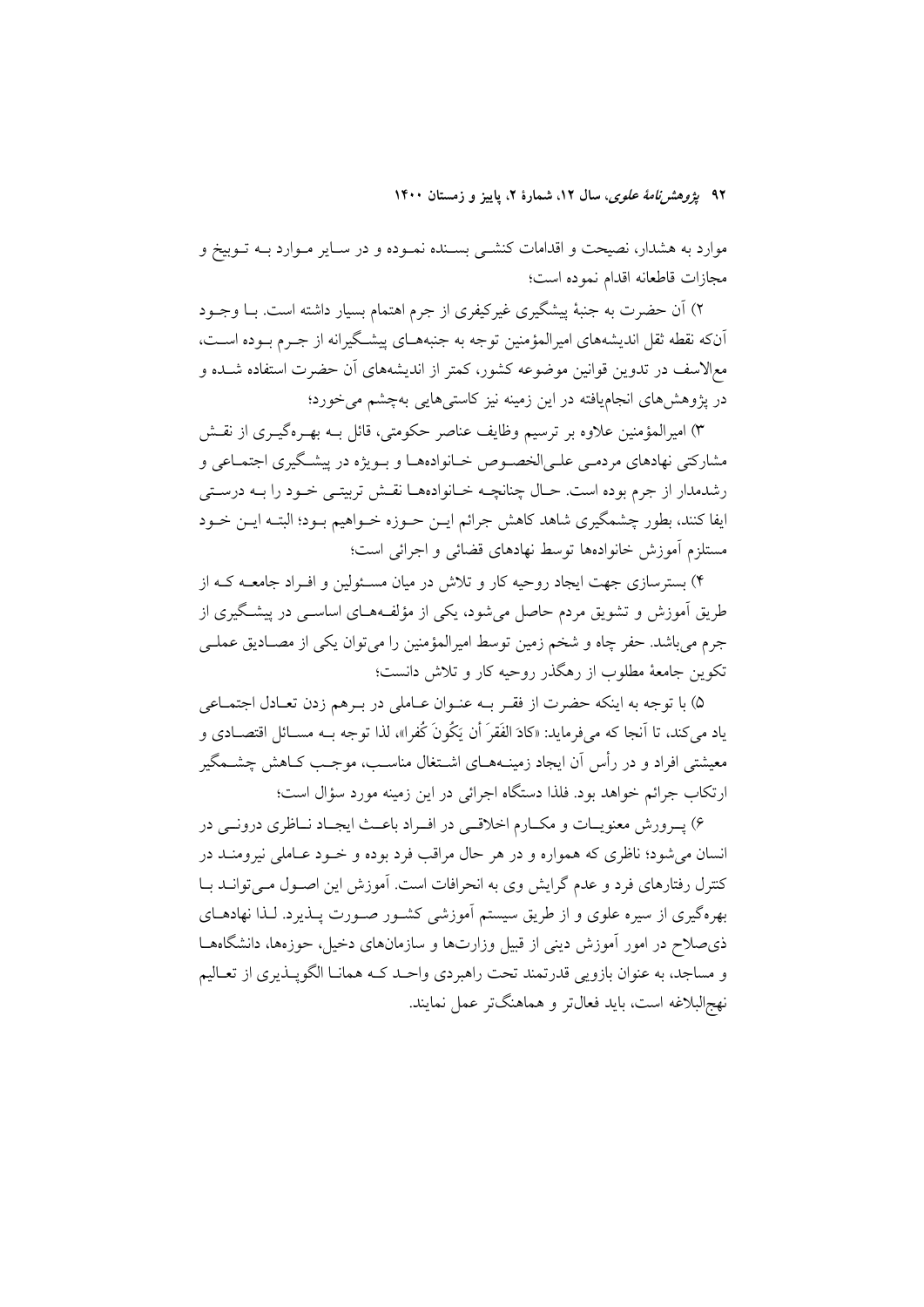موارد به هشدار، نصیحت و اقدامات کنشی بسنده نموده و در سایر موارد به توبیخ و مجازات قاطعانه اقدام نموده است؛

۲) آن حضرت به جنبهٔ پیشگیری غیرکیفری از جرم اهتمام بسیار داشته است. با وجود آن‌که نقطه ثقل اندیشه‌های امیرالمؤمنین توجه به جنبه‌های پیشگیرانه از جرم بوده است، مع‌الاسف در تدوین قوانین موضوعه کشور، کمتر از اندیشه‌های آن حضرت استفاده شده و در پژوهش‌های انجام‌یافته در این زمینه نیز کاستی‌هایی به‌چشم می‌خورد؛

۳) امیرالمؤمنین علاوه بر ترسیم وظایف عناصر حکومتی، قائل به بهره‌گیری از نقش مشارکتی نهادهای مردمی علی‌الخصوص خانواده‌ها و بویژه در پیشگیری اجتماعی و رشدمدار از جرم بوده است. حال چنانچه خانواده‌ها نقش تربیتی خود را به درستی ایفا کنند، بطور چشمگیری شاهد کاهش جرائم این حوزه خواهیم بود؛ البته این خود مستلزم آموزش خانواده‌ها توسط نهادهای قضائی و اجرائی است؛

۴) بسترسازی جهت ایجاد روحیه کار و تلاش در میان مسئولین و افراد جامعه که از طریق آموزش و تشویق مردم حاصل می‌شود، یکی از مؤلفه‌های اساسی در پیشگیری از جرم می‌باشد. حفر چاه و شخم زمین توسط امیرالمؤمنین را می‌توان یکی از مصادیق عملی تکوین جامعهٔ مطلوب از رهگذر روحیه کار و تلاش دانست؛

۵) با توجه به اینکه حضرت از فقر به عنوان عاملی در برهم زدن تعادل اجتماعی یاد می‌کند، تا آنجا که می‌فرماید: «کادَ الفَقرَ أن یَکُونَ کُفرا»، لذا توجه به مسائل اقتصادی و معیشتی افراد و در رأس آن ایجاد زمینه‌های اشتغال مناسب، موجب کاهش چشمگیر ارتکاب جرائم خواهد بود. فلذا دستگاه اجرائی در این زمینه مورد سؤال است؛

۶) پرورش معنویات و مکارم اخلاقی در افراد باعث ایجاد ناظری درونی در انسان می‌شود؛ ناظری که همواره و در هر حال مراقب فرد بوده و خود عاملی نیرومند در کنترل رفتارهای فرد و عدم گرایش وی به انحرافات است. آموزش این اصول می‌تواند با بهره‌گیری از سیره علوی و از طریق سیستم آموزشی کشور صورت پذیرد. لذا نهادهای ذی‌صلاح در امور آموزش دینی از قبیل وزارت‌ها و سازمان‌های دخیل، حوزه‌ها، دانشگاه‌ها و مساجد، به عنوان بازویی قدرتمند تحت راهبردی واحد که همانا الگوپذیری از تعالیم نهج‌البلاغه است، باید فعال‌تر و هماهنگ‌تر عمل نمایند.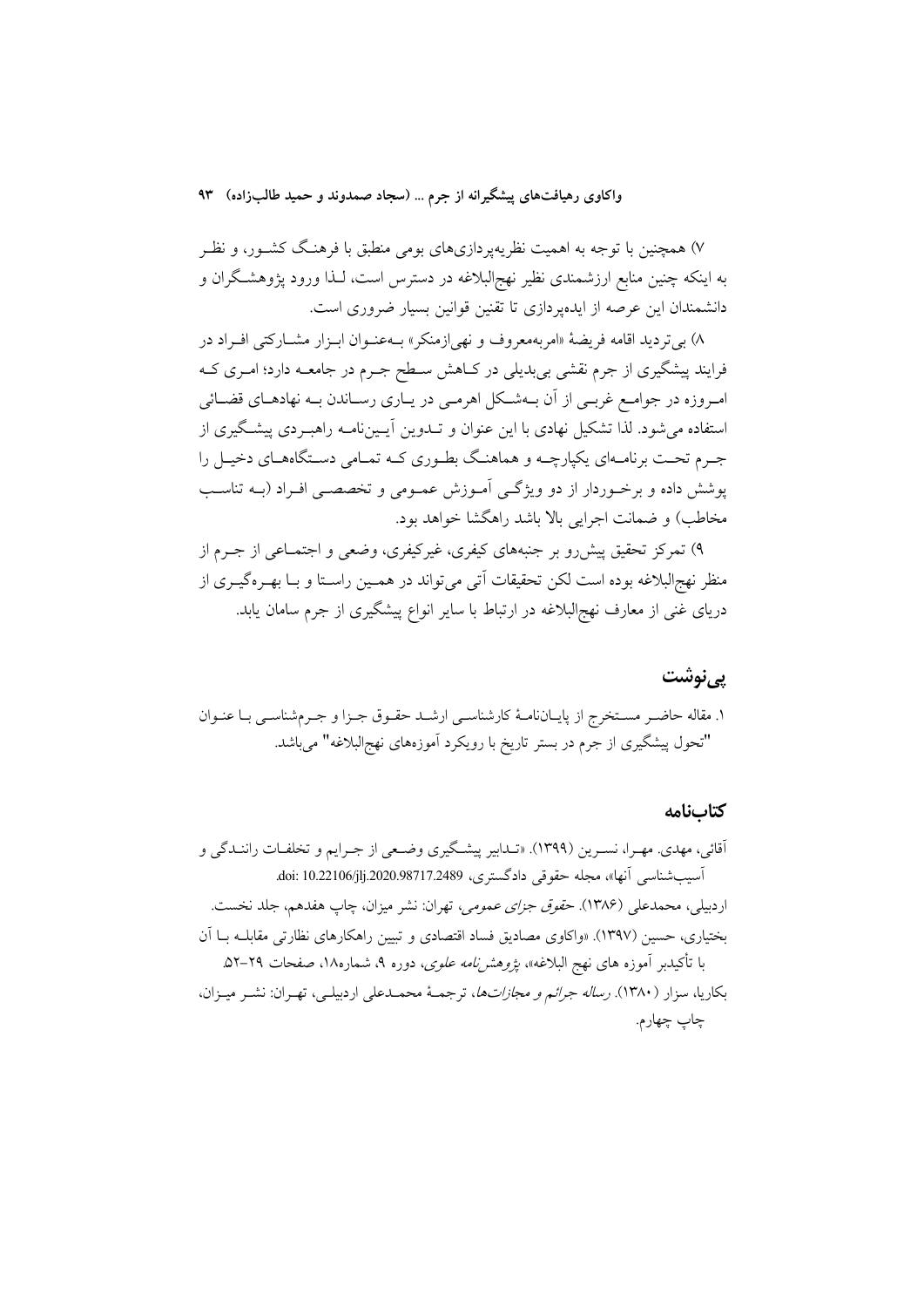۷) همچنین با توجه به اهمیت نظریه‌پردازی‌های بومی منطبق با فرهنگ کشور، و نظر به اینکه چنین منابع ارزشمندی نظیر نهج‌البلاغه در دسترس است، لذا ورود پژوهشگران و دانشمندان این عرصه از ایده‌پردازی تا تقنین قوانین بسیار ضروری است.

۸) بی‌تردید اقامه فریضهٔ «امربه‌معروف و نهی‌ازمنکر» به‌عنوان ابزار مشارکتی افراد در فرایند پیشگیری از جرم نقشی بی‌بدیلی در کاهش سطح جرم در جامعه دارد؛ امری که امروزه در جوامع غربی از آن به‌شکل اهرمی در یاری رساندن به نهادهای قضائی استفاده می‌شود. لذا تشکیل نهادی با این عنوان و تدوین آیین‌نامه راهبردی پیشگیری از جرم تحت برنامه‌ای یکپارچه و هماهنگ بطوری که تمامی دستگاه‌های دخیل را پوشش داده و برخوردار از دو ویژگی آموزش عمومی و تخصصی افراد (به تناسب مخاطب) و ضمانت اجرایی بالا باشد راهگشا خواهد بود.

۹) تمرکز تحقیق پیش‌رو بر جنبه‌های کیفری، غیرکیفری، وضعی و اجتماعی از جرم از منظر نهج‌البلاغه بوده است لکن تحقیقات آتی می‌تواند در همین راستا و با بهره‌گیری از دریای غنی از معارف نهج‌البلاغه در ارتباط با سایر انواع پیشگیری از جرم سامان یابد.

## پی‌نوشت

۱. مقاله حاضر مستخرج از پایان‌نامهٔ کارشناسی ارشد حقوق جزا و جرم‌شناسی با عنوان "تحول پیشگیری از جرم در بستر تاریخ با رویکرد آموزه‌های نهج‌البلاغه" می‌باشد.

## کتاب‌نامه

آقائی، مهدی. مهرا، نسرین (۱۳۹۹). «تدابیر پیشگیری وضعی از جرایم و تخلفات رانندگی و آسیب‌شناسی آنها»، مجله حقوقی دادگستری، doi: 10.22106/jlj.2020.98717.2489.

اردبیلی، محمدعلی (۱۳۸۶). *حقوق جزای عمومی*، تهران: نشر میزان، چاپ هفدهم، جلد نخست.

بختیاری، حسین (۱۳۹۷). «واکاوی مصادیق فساد اقتصادی و تبیین راهکارهای نظارتی مقابله با آن با تأکیدبر آموزه های نهج البلاغه»، *پژوهش‌نامه علوی*، دوره ۹، شماره۱۸، صفحات ۲۹-۵۲.

بکاریا، سزار (۱۳۸۰). *رساله جرائم و مجازات‌ها*، ترجمهٔ محمدعلی اردبیلی، تهران: نشر میزان، چاپ چهارم.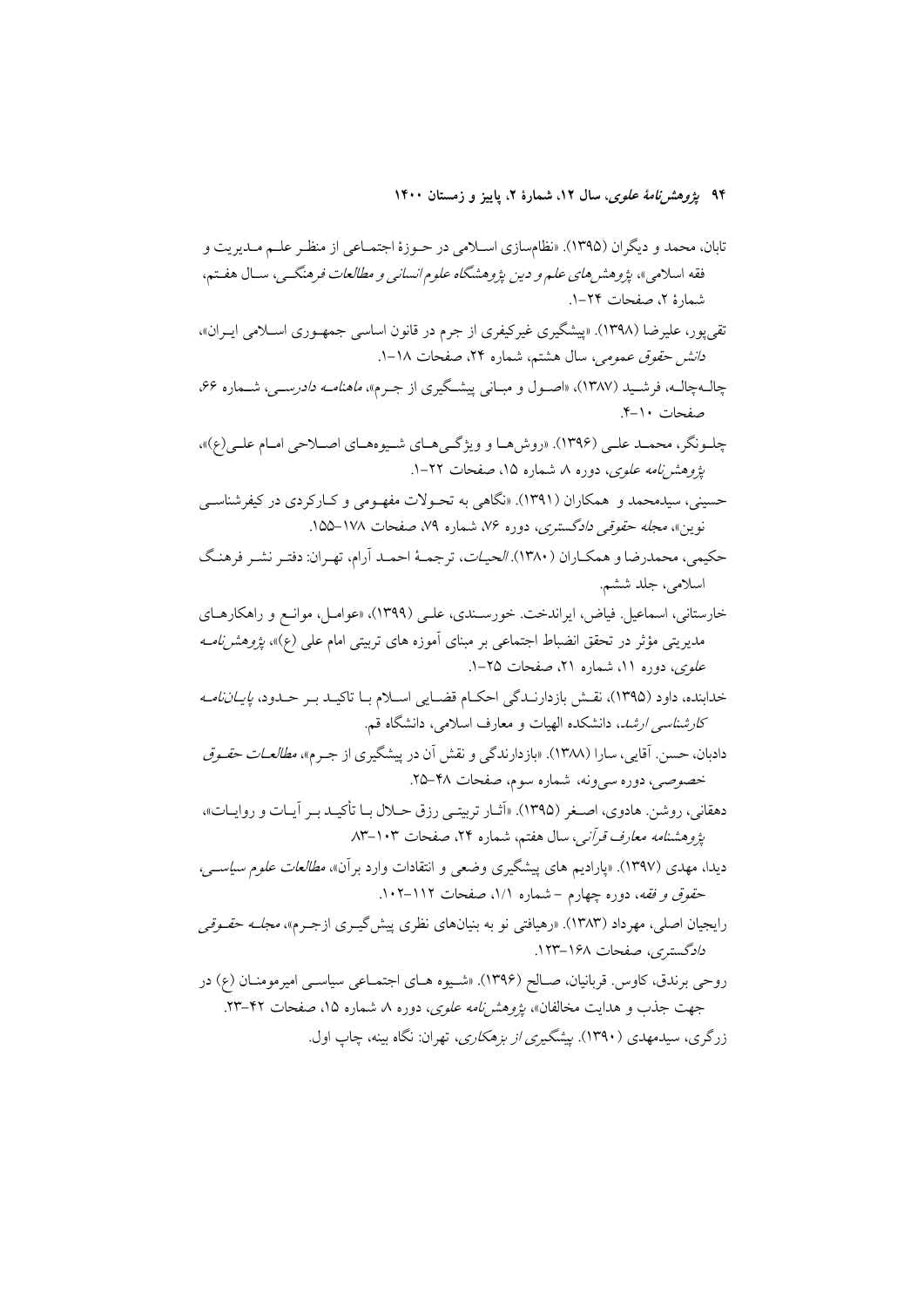تابان، محمد و دیگران (۱۳۹۵). «نظام‌سازی اسلامی در حوزهٔ اجتماعی از منظر علم مدیریت و فقه اسلامی»، *پژوهش‌های علم و دین پژوهشگاه علوم انسانی و مطالعات فرهنگی*، سال هفتم، شمارهٔ ۲، صفحات ۲۴-۱.

تقی‌پور، علیرضا (۱۳۹۸). «پیشگیری غیرکیفری از جرم در قانون اساسی جمهوری اسلامی ایران»، *دانش حقوق عمومی*، سال هشتم، شماره ۲۴، صفحات ۱۸-۱.

چالـه‌چالـه، فرشید (۱۳۸۷)، «اصول و مبانی پیشگیری از جرم»، *ماهنامه دادرسی*، شماره ۶۶، صفحات ۱۰-۴.

چلونگر، محمد علی (۱۳۹۶). «روش‌ها و ویژگی‌های شیوه‌های اصلاحی امام علی(ع)»، *پژوهش‌نامه علوی*، دوره ۸، شماره ۱۵، صفحات ۲۲-۱.

حسینی، سیدمحمد و همکاران (۱۳۹۱). «نگاهی به تحولات مفهومی و کارکردی در کیفرشناسی نوین»، *مجله حقوقی دادگستری*، دوره ۷۶، شماره ۷۹، صفحات ۱۷۸-۱۵۵.

حکیمی، محمدرضا و همکاران (۱۳۸۰). *الحیات*، ترجمهٔ احمد آرام، تهران: دفتر نشر فرهنگ اسلامی، جلد ششم.

خارستانی، اسماعیل. فیاض، ایراندخت. خورسندی، علی (۱۳۹۹)، «عوامل، موانع و راهکارهای مدیریتی مؤثر در تحقق انضباط اجتماعی بر مبنای آموزه های تربیتی امام علی (ع)»، *پژوهش‌نامه علوی*، دوره ۱۱، شماره ۲۱، صفحات ۲۵-۱.

خدابنده، داود (۱۳۹۵)، نقش بازدارندگی احکام قضایی اسلام با تاکید بر حدود، *پایان‌نامه کارشناسی ارشد*، دانشکده الهیات و معارف اسلامی، دانشگاه قم.

دادبان، حسن. آقایی، سارا (۱۳۸۸). «بازدارندگی و نقش آن در پیشگیری از جرم»، *مطالعات حقوق خصوصی*، دوره سی‌ونه، شماره سوم، صفحات ۴۸-۲۵.

دهقانی، روشن. هادوی، اصغر (۱۳۹۵). «آثار تربیتی رزق حلال با تأکید بر آیات و روایات»، *پژوهشنامه معارف قرآنی*، سال هفتم، شماره ۲۴، صفحات ۱۰۳-۸۳

دیدا، مهدی (۱۳۹۷). «پارادیم های پیشگیری وضعی و انتقادات وارد برآن»، *مطالعات علوم سیاسی، حقوق و فقه*، دوره چهارم - شماره ۱/۱، صفحات ۱۱۲-۱۰۲.

رایجیان اصلی، مهرداد (۱۳۸۳). «رهیافتی نو به بنیان‌های نظری پیش‌گیری ازجرم»، *مجله حقوقی دادگستری*، صفحات ۱۶۸-۱۲۳.

روحی برندق، کاوس. قربانیان، صالح (۱۳۹۶). «شیوه های اجتماعی سیاسی امیرمومنان (ع) در جهت جذب و هدایت مخالفان»، *پژوهش‌نامه علوی*، دوره ۸ شماره ۱۵، صفحات ۴۲-۲۳.

زرگری، سیدمهدی (۱۳۹۰). *پیشگیری از بزهکاری*، تهران: نگاه بینه، چاپ اول.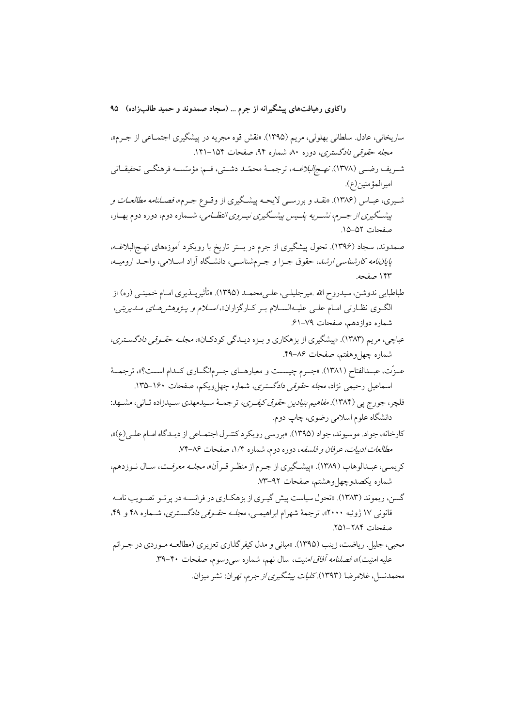ساریخانی، عادل. سلطانی بهلولی، مریم (۱۳۹۵). «نقش قوه مجریه در پیشگیری اجتماعی از جرم»، *مجله حقوقی دادگستری*، دوره ۸۰ شماره ۹۴، صفحات ۱۵۴–۱۴۱.

شریف رضی (۱۳۷۸). *نهج‌البلاغه*، ترجمهٔ محمّد دشتی، قم: مؤسّسه فرهنگی تحقیقاتی امیرالمؤمنین(ع).

شیری، عباس (۱۳۸۶). «نقد و بررسی لایحه پیشگیری از وقوع جرم»، *فصلنامه مطالعات و پیشگیری از جرم، نشریه پلیس پیشگیری نیروی انتظامی*، شماره دوم، دوره دوم بهار، صفحات ۵۲–۱۵.

صمدوند، سجاد (۱۳۹۶). تحول پیشگیری از جرم در بستر تاریخ با رویکرد آموزه‌های نهج‌البلاغه، *پایان‌نامه کارشناسی ارشد*، حقوق جزا و جرم‌شناسی، دانشگاه آزاد اسلامی، واحد ارومیه، ۱۴۳ صفحه.

طباطبایی ندوشن، سیدروح الله .میرجلیلی، علی‌محمد (۱۳۹۵). «تأثیرپذیری امام خمینی (ره) از الگوی نظارتی امام علی علیه‌السلام بر کارگزاران»، *اسلام و پژوهش‌های مدیریتی*، شماره دوازدهم، صفحات ۷۹–۶۱.

عباچی، مریم (۱۳۸۳). «پیشگیری از بزهکاری و بزه دیدگی کودکان»، *مجله حقوقی دادگستری*، شماره چهل‌وهفتم، صفحات ۸۶–۴۹.

عزّت، عبدالفتاح (۱۳۸۱). «جرم چیست و معیارهای جرم‌انگاری کدام است؟»، ترجمهٔ اسماعیل رحیمی نژاد، *مجله حقوقی دادگستری*، شماره چهل‌ویکم، صفحات ۱۶۰–۱۳۵.

فلچر، جورج پی (۱۳۸۴). *مفاهیم بنیادین حقوق کیفری*، ترجمهٔ سیدمهدی سیدزاده ثانی، مشهد: دانشگاه علوم اسلامی رضوی، چاپ دوم.

کارخانه، جواد. موسیوند، جواد (۱۳۹۵). «بررسی رویکرد کنترل اجتماعی از دیدگاه امام علی(ع)»، *مطالعات ادبیات، عرفان و فلسفه*، دوره دوم، شماره ۱/۴، صفحات ۸۶–۷۴.

کریمی، عبدالوهاب (۱۳۸۹). «پیشگیری از جرم از منظر قرآن»، *مجله معرفت*، سال نوزدهم، شماره یکصدوچهل‌وهشتم، صفحات ۹۲–۷۳.

گسن، ریموند (۱۳۸۳). «تحول سیاست پیش گیری از بزهکاری در فرانسه در پرتو تصویب نامه قانونی ۱۷ ژوئیه ۲۰۰۰»، ترجمهٔ شهرام ابراهیمی، *مجله حقوقی دادگستری*، شماره ۴۸ و ۴۹، صفحات ۲۸۴–۲۵۱.

محبی، جلیل. ریاضت، زینب (۱۳۹۵). «مبانی و مدل کیفرگذاری تعزیری (مطالعه موردی در جرائم علیه امنیت)»، *فصلنامه آفاق امنیت*، سال نهم، شماره سی‌وسوم، صفحات ۴۰–۳۹.

محمدنسل، غلامرضا (۱۳۹۳). *کلیات پیشگیری از جرم*، تهران: نشر میزان.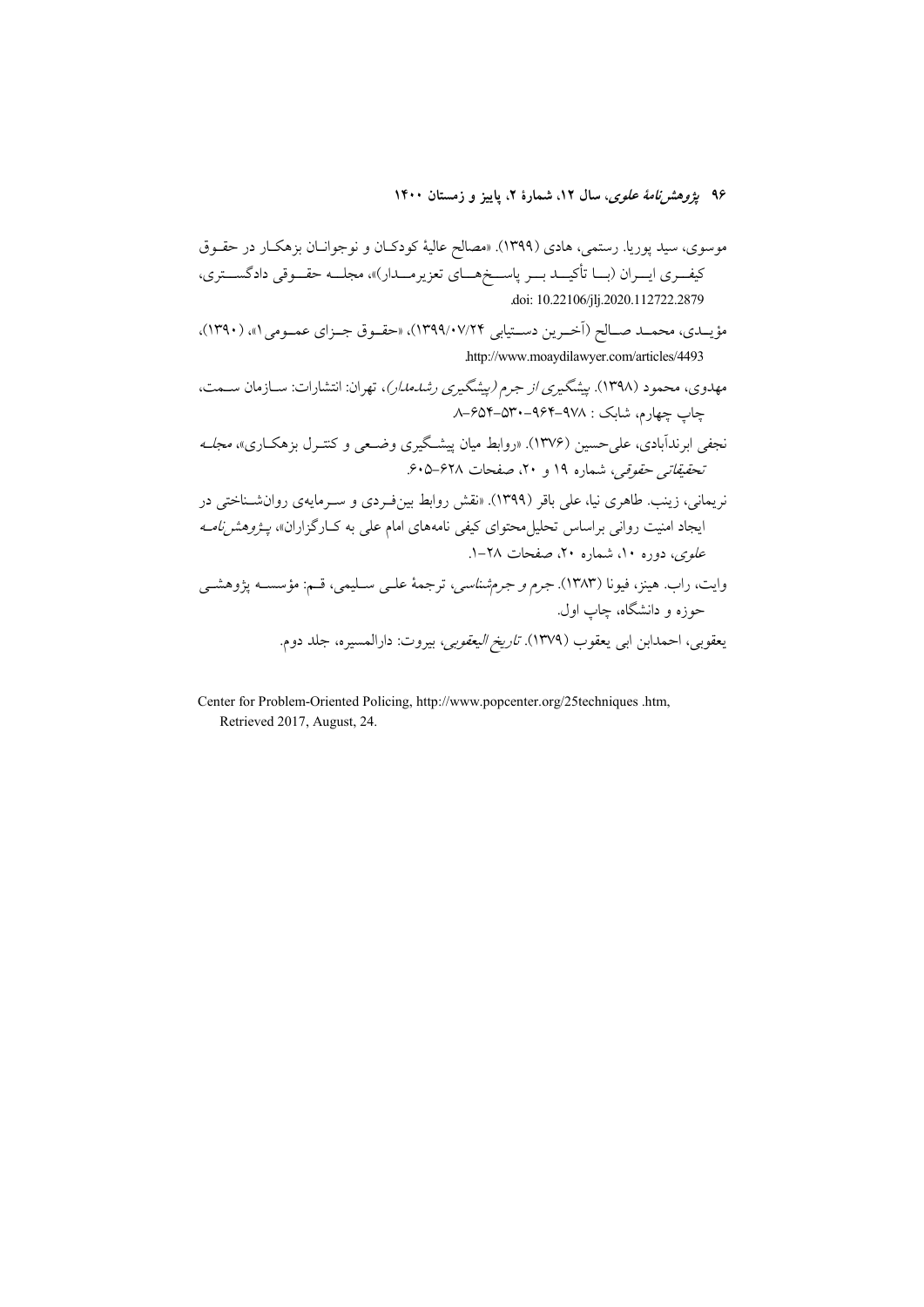موسوی، سید پوریا. رستمی، هادی (۱۳۹۹). «مصالح عالیهٔ کودکـان و نوجوانـان بزهکـار در حقـوق کیفـری ایـران (بـا تأکیـد بـر پاسـخ‌هـای تعزیرمـدار)»، مجلـه حقـوقی دادگسـتری، doi: 10.22106/jlj.2020.112722.2879.

مؤیـدی، محمـد صـالح (آخـرین دسـتیابی ۱۳۹۹/۰۷/۲۴)، «حقـوق جـزای عمـومی۱»، (۱۳۹۰)، http://www.moaydilawyer.com/articles/4493.

مهدوی، محمود (۱۳۹۸). *پیشگیری از جرم (پیشگیری رشدمدار)*، تهران: انتشارات: سـازمان سـمت، چاپ چهارم، شابک : ۹۷۸-۹۶۴-۵۳۰-۶۵۴-۸

نجفی ابرندآبادی، علی‌حسین (۱۳۷۶). «روابط میان پیشـگیری وضـعی و کنتـرل بزهکـاری»، *مجلـه تحقیقاتی حقوقی*، شماره ۱۹ و ۲۰، صفحات ۶۲۸-۶۰۵.

نریمانی، زینب. طاهری نیا، علی باقر (۱۳۹۹). «نقش روابط بین‌فـردی و سـرمایه‌ی روان‌شـناختی در ایجاد امنیت روانی براساس تحلیل‌محتوای کیفی نامه‌های امام علی به کـارگزاران»، *پـژوهش‌نامـه علوی*، دوره ۱۰، شماره ۲۰، صفحات ۲۸-۱.

وایت، راب. هینز، فیونا (۱۳۸۳). *جرم و جرم‌شناسی*، ترجمهٔ علـی سـلیمی، قـم: مؤسسـه پژوهشـی حوزه و دانشگاه، چاپ اول.

یعقوبی، احمدابن ابی یعقوب (۱۳۷۹). *تاریخ الیعقوبی*، بیروت: دارالمسیره، جلد دوم.

Center for Problem-Oriented Policing, http://www.popcenter.org/25techniques .htm, Retrieved 2017, August, 24.